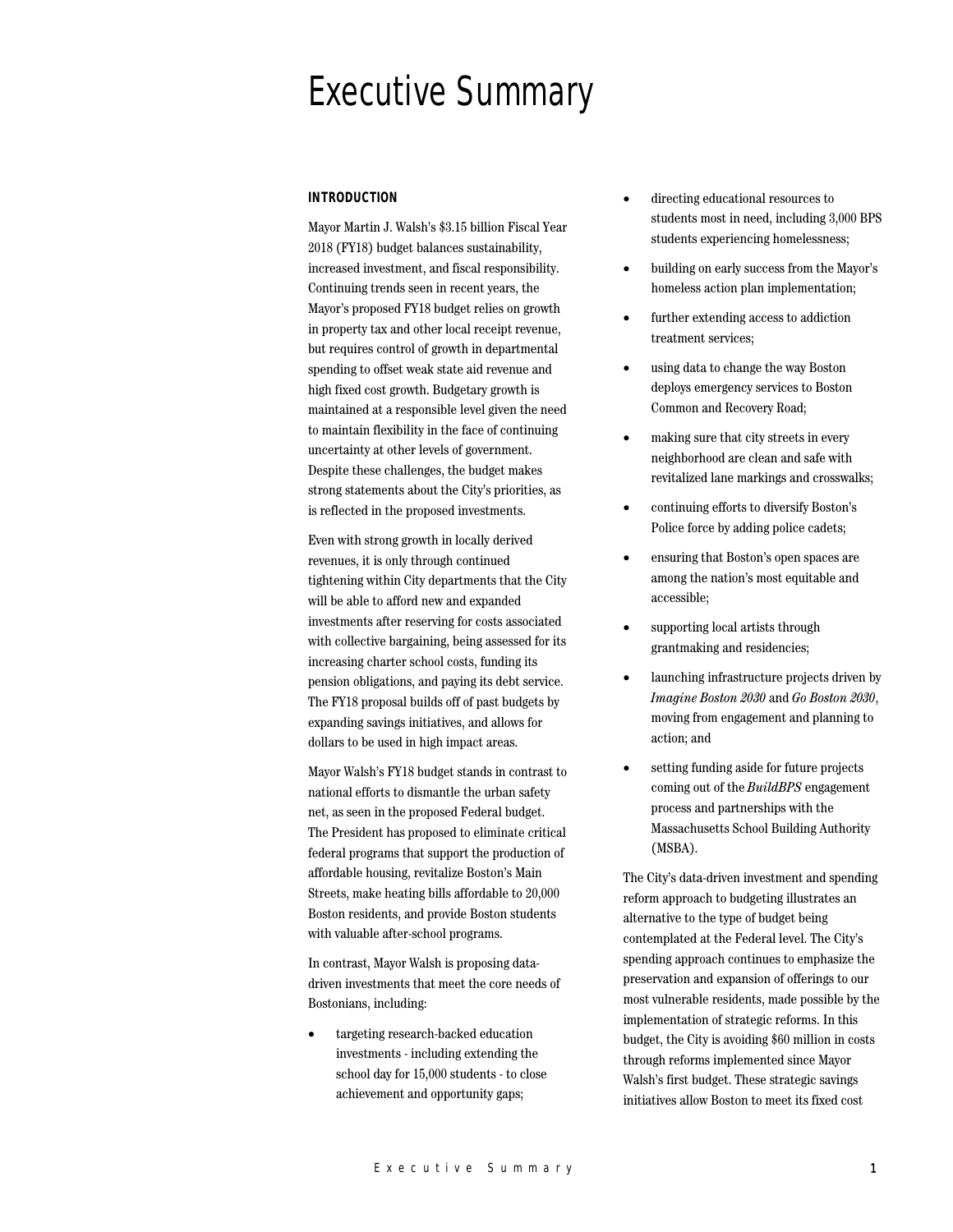# Executive Summary

## INTRODUCTION

Mayor Martin J. Walsh's $3.15 billion Fiscal Year 2018 (FY18) budget balances sustainability, increased investment, and fiscal responsibility. Continuing trends seen in recent years, the Mayor's proposed FY18 budget relies on growth in property tax and other local receipt revenue, but requires control of growth in departmental spending to offset weak state aid revenue and high fixed cost growth. Budgetary growth is maintained at a responsible level given the need to maintain flexibility in the face of continuing uncertainty at other levels of government. Despite these challenges, the budget makes strong statements about the City's priorities, as is reflected in the proposed investments.

Even with strong growth in locally derived revenues, it is only through continued tightening within City departments that the City will be able to afford new and expanded investments after reserving for costs associated with collective bargaining, being assessed for its increasing charter school costs, funding its pension obligations, and paying its debt service. The FY18 proposal builds off of past budgets by expanding savings initiatives, and allows for dollars to be used in high impact areas.

Mayor Walsh's FY18 budget stands in contrast to national efforts to dismantle the urban safety net, as seen in the proposed Federal budget. The President has proposed to eliminate critical federal programs that support the production of affordable housing, revitalize Boston's Main Streets, make heating bills affordable to 20,000 Boston residents, and provide Boston students with valuable after-school programs.

In contrast, Mayor Walsh is proposing data-driven investments that meet the core needs of Bostonians, including:

- targeting research-backed education investments - including extending the school day for 15,000 students - to close achievement and opportunity gaps;
- directing educational resources to students most in need, including 3,000 BPS students experiencing homelessness;
- building on early success from the Mayor's homeless action plan implementation;
- further extending access to addiction treatment services;
- using data to change the way Boston deploys emergency services to Boston Common and Recovery Road;
- making sure that city streets in every neighborhood are clean and safe with revitalized lane markings and crosswalks;
- continuing efforts to diversify Boston's Police force by adding police cadets;
- ensuring that Boston's open spaces are among the nation's most equitable and accessible;
- supporting local artists through grantmaking and residencies;
- launching infrastructure projects driven by *Imagine Boston 2030* and *Go Boston 2030*, moving from engagement and planning to action; and
- setting funding aside for future projects coming out of the *BuildBPS* engagement process and partnerships with the Massachusetts School Building Authority (MSBA).

The City's data-driven investment and spending reform approach to budgeting illustrates an alternative to the type of budget being contemplated at the Federal level. The City's spending approach continues to emphasize the preservation and expansion of offerings to our most vulnerable residents, made possible by the implementation of strategic reforms. In this budget, the City is avoiding $60 million in costs through reforms implemented since Mayor Walsh's first budget. These strategic savings initiatives allow Boston to meet its fixed cost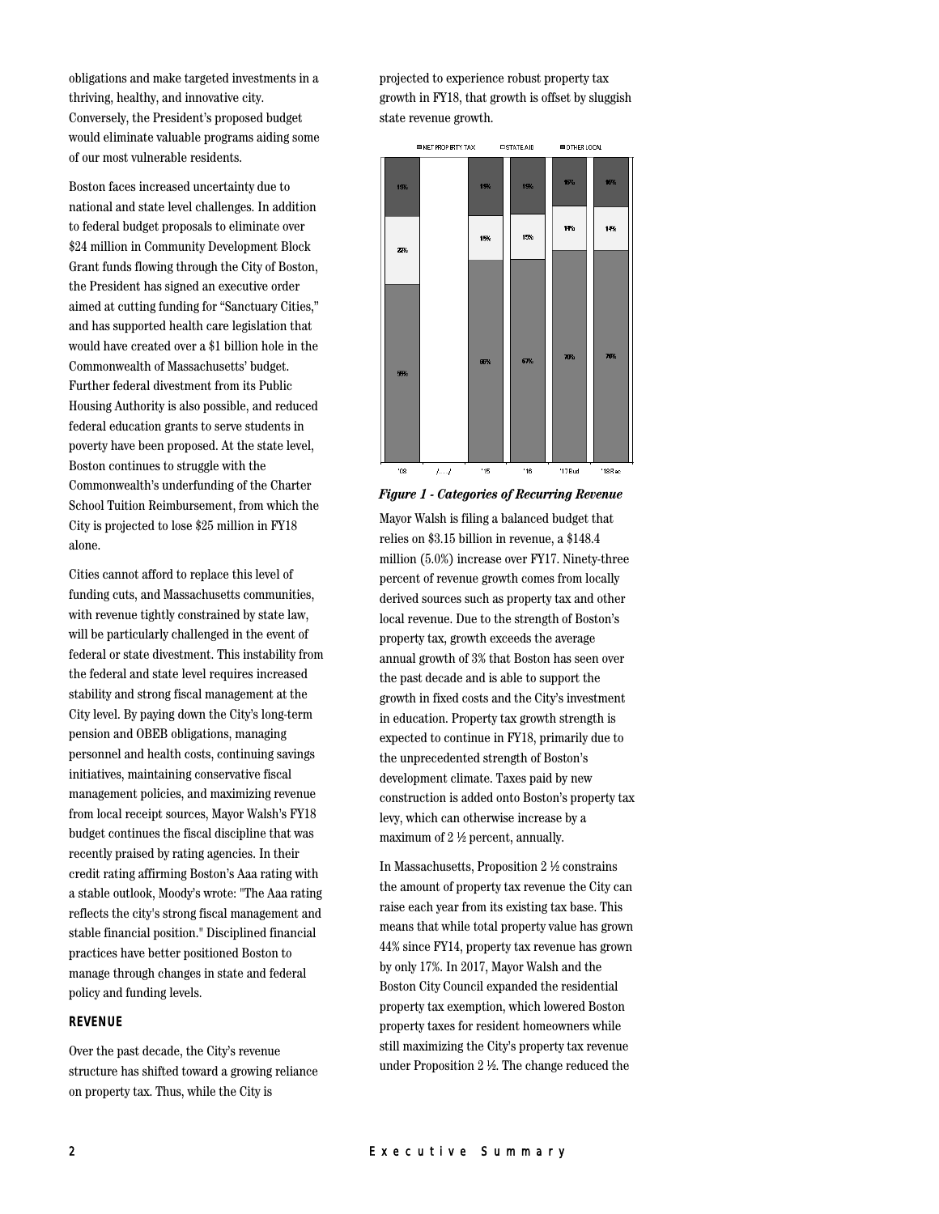obligations and make targeted investments in a thriving, healthy, and innovative city. Conversely, the President's proposed budget would eliminate valuable programs aiding some of our most vulnerable residents.

Boston faces increased uncertainty due to national and state level challenges. In addition to federal budget proposals to eliminate over $24 million in Community Development Block Grant funds flowing through the City of Boston, the President has signed an executive order aimed at cutting funding for "Sanctuary Cities," and has supported health care legislation that would have created over a $1 billion hole in the Commonwealth of Massachusetts' budget. Further federal divestment from its Public Housing Authority is also possible, and reduced federal education grants to serve students in poverty have been proposed. At the state level, Boston continues to struggle with the Commonwealth's underfunding of the Charter School Tuition Reimbursement, from which the City is projected to lose $25 million in FY18 alone.

Cities cannot afford to replace this level of funding cuts, and Massachusetts communities, with revenue tightly constrained by state law, will be particularly challenged in the event of federal or state divestment. This instability from the federal and state level requires increased stability and strong fiscal management at the City level. By paying down the City's long-term pension and OBEB obligations, managing personnel and health costs, continuing savings initiatives, maintaining conservative fiscal management policies, and maximizing revenue from local receipt sources, Mayor Walsh's FY18 budget continues the fiscal discipline that was recently praised by rating agencies. In their credit rating affirming Boston's Aaa rating with a stable outlook, Moody's wrote: "The Aaa rating reflects the city's strong fiscal management and stable financial position." Disciplined financial practices have better positioned Boston to manage through changes in state and federal policy and funding levels.

## REVENUE

Over the past decade, the City's revenue structure has shifted toward a growing reliance on property tax. Thus, while the City is projected to experience robust property tax growth in FY18, that growth is offset by sluggish state revenue growth.

*Figure 1 - Categories of Recurring Revenue*

Mayor Walsh is filing a balanced budget that relies on $3.15 billion in revenue, a $148.4 million (5.0%) increase over FY17. Ninety-three percent of revenue growth comes from locally derived sources such as property tax and other local revenue. Due to the strength of Boston's property tax, growth exceeds the average annual growth of 3% that Boston has seen over the past decade and is able to support the growth in fixed costs and the City's investment in education. Property tax growth strength is expected to continue in FY18, primarily due to the unprecedented strength of Boston's development climate. Taxes paid by new construction is added onto Boston's property tax levy, which can otherwise increase by a maximum of 2 ½ percent, annually.

In Massachusetts, Proposition 2 ½ constrains the amount of property tax revenue the City can raise each year from its existing tax base. This means that while total property value has grown 44% since FY14, property tax revenue has grown by only 17%. In 2017, Mayor Walsh and the Boston City Council expanded the residential property tax exemption, which lowered Boston property taxes for resident homeowners while still maximizing the City's property tax revenue under Proposition 2 ½. The change reduced the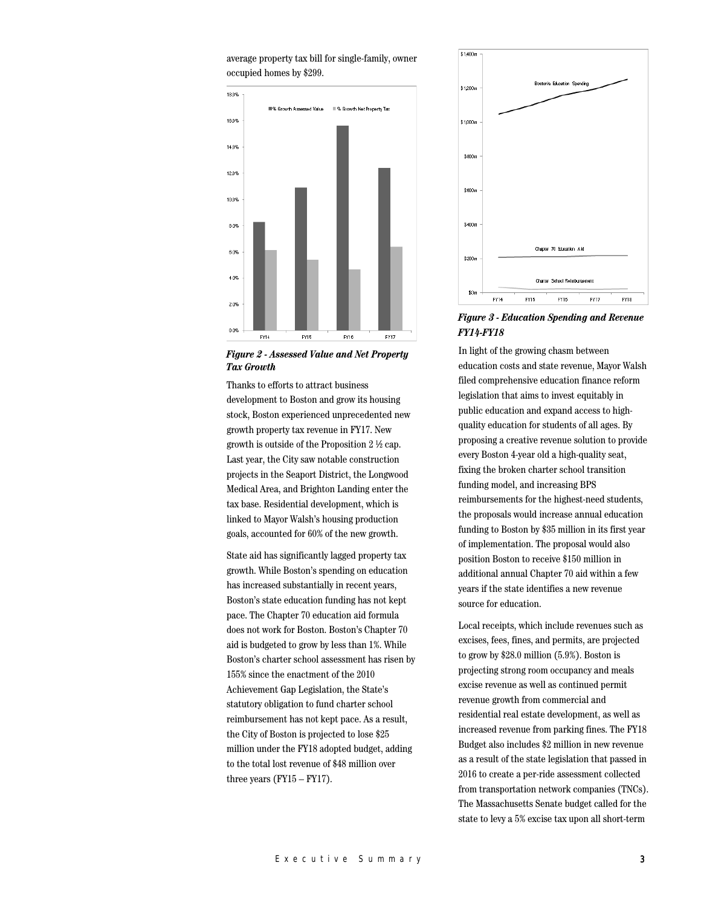average property tax bill for single-family, owner occupied homes by $299.

*Figure 2 - Assessed Value and Net Property Tax Growth*

Thanks to efforts to attract business development to Boston and grow its housing stock, Boston experienced unprecedented new growth property tax revenue in FY17. New growth is outside of the Proposition 2 ½ cap. Last year, the City saw notable construction projects in the Seaport District, the Longwood Medical Area, and Brighton Landing enter the tax base. Residential development, which is linked to Mayor Walsh's housing production goals, accounted for 60% of the new growth.

State aid has significantly lagged property tax growth. While Boston's spending on education has increased substantially in recent years, Boston's state education funding has not kept pace. The Chapter 70 education aid formula does not work for Boston. Boston's Chapter 70 aid is budgeted to grow by less than 1%. While Boston's charter school assessment has risen by 155% since the enactment of the 2010 Achievement Gap Legislation, the State's statutory obligation to fund charter school reimbursement has not kept pace. As a result, the City of Boston is projected to lose $25 million under the FY18 adopted budget, adding to the total lost revenue of $48 million over three years (FY15 – FY17).

*Figure 3 - Education Spending and Revenue FY14-FY18*

In light of the growing chasm between education costs and state revenue, Mayor Walsh filed comprehensive education finance reform legislation that aims to invest equitably in public education and expand access to high-quality education for students of all ages. By proposing a creative revenue solution to provide every Boston 4-year old a high-quality seat, fixing the broken charter school transition funding model, and increasing BPS reimbursements for the highest-need students, the proposals would increase annual education funding to Boston by $35 million in its first year of implementation. The proposal would also position Boston to receive $150 million in additional annual Chapter 70 aid within a few years if the state identifies a new revenue source for education.

Local receipts, which include revenues such as excises, fees, fines, and permits, are projected to grow by $28.0 million (5.9%). Boston is projecting strong room occupancy and meals excise revenue as well as continued permit revenue growth from commercial and residential real estate development, as well as increased revenue from parking fines. The FY18 Budget also includes $2 million in new revenue as a result of the state legislation that passed in 2016 to create a per-ride assessment collected from transportation network companies (TNCs). The Massachusetts Senate budget called for the state to levy a 5% excise tax upon all short-term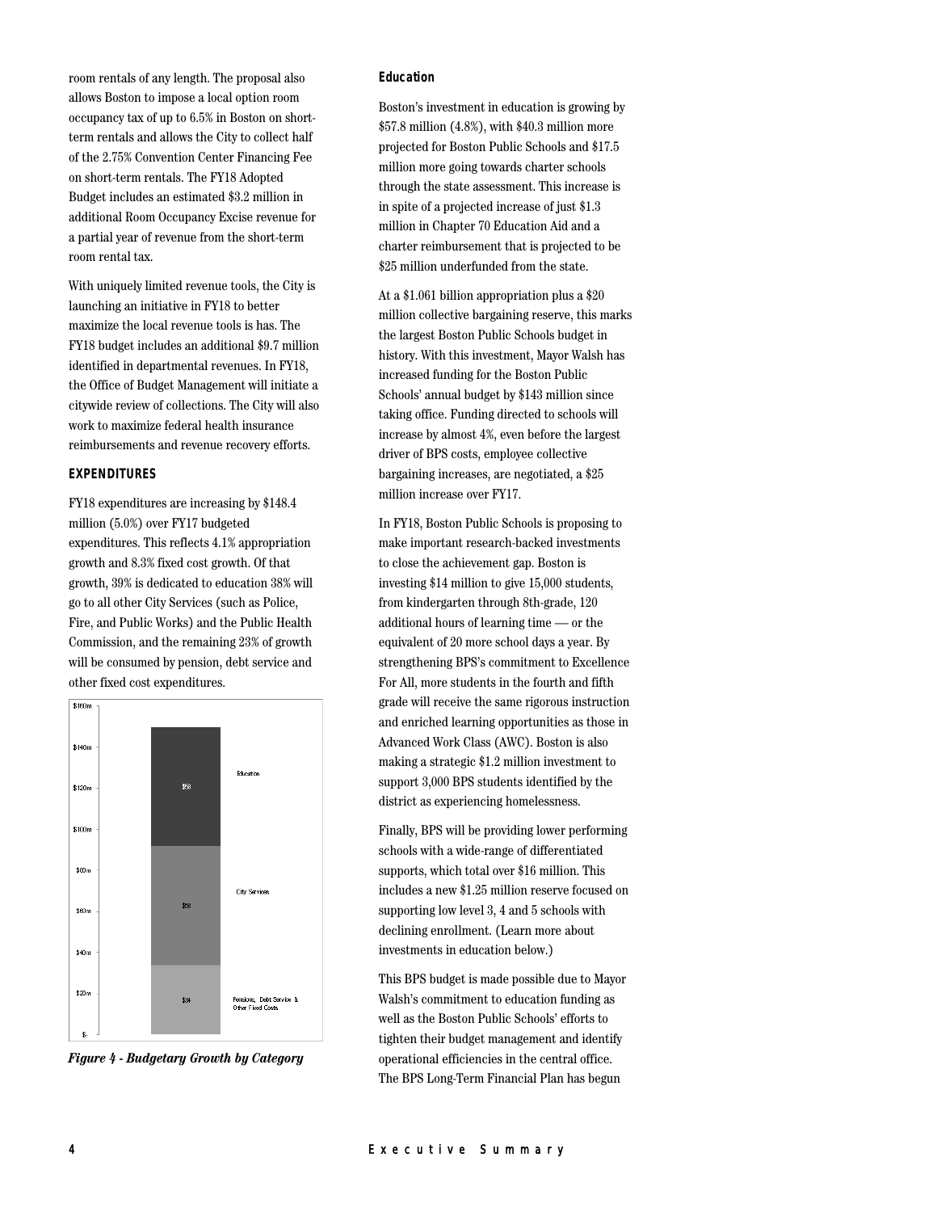room rentals of any length. The proposal also allows Boston to impose a local option room occupancy tax of up to 6.5% in Boston on short-term rentals and allows the City to collect half of the 2.75% Convention Center Financing Fee on short-term rentals. The FY18 Adopted Budget includes an estimated $3.2 million in additional Room Occupancy Excise revenue for a partial year of revenue from the short-term room rental tax.

With uniquely limited revenue tools, the City is launching an initiative in FY18 to better maximize the local revenue tools is has. The FY18 budget includes an additional $9.7 million identified in departmental revenues. In FY18, the Office of Budget Management will initiate a citywide review of collections. The City will also work to maximize federal health insurance reimbursements and revenue recovery efforts.

### EXPENDITURES

FY18 expenditures are increasing by $148.4 million (5.0%) over FY17 budgeted expenditures. This reflects 4.1% appropriation growth and 8.3% fixed cost growth. Of that growth, 39% is dedicated to education 38% will go to all other City Services (such as Police, Fire, and Public Works) and the Public Health Commission, and the remaining 23% of growth will be consumed by pension, debt service and other fixed cost expenditures.

| Category | Growth |
| --- | --- |
| Education | $58 |
| City Services | $58 |
| Pensions, Debt Service & Other Fixed Costs | $34 |

*Figure 4 - Budgetary Growth by Category*

### Education

Boston's investment in education is growing by $57.8 million (4.8%), with $40.3 million more projected for Boston Public Schools and $17.5 million more going towards charter schools through the state assessment. This increase is in spite of a projected increase of just $1.3 million in Chapter 70 Education Aid and a charter reimbursement that is projected to be $25 million underfunded from the state.

At a $1.061 billion appropriation plus a $20 million collective bargaining reserve, this marks the largest Boston Public Schools budget in history. With this investment, Mayor Walsh has increased funding for the Boston Public Schools' annual budget by $143 million since taking office. Funding directed to schools will increase by almost 4%, even before the largest driver of BPS costs, employee collective bargaining increases, are negotiated, a $25 million increase over FY17.

In FY18, Boston Public Schools is proposing to make important research-backed investments to close the achievement gap. Boston is investing $14 million to give 15,000 students, from kindergarten through 8th-grade, 120 additional hours of learning time — or the equivalent of 20 more school days a year. By strengthening BPS's commitment to Excellence For All, more students in the fourth and fifth grade will receive the same rigorous instruction and enriched learning opportunities as those in Advanced Work Class (AWC). Boston is also making a strategic $1.2 million investment to support 3,000 BPS students identified by the district as experiencing homelessness.

Finally, BPS will be providing lower performing schools with a wide-range of differentiated supports, which total over $16 million. This includes a new $1.25 million reserve focused on supporting low level 3, 4 and 5 schools with declining enrollment. (Learn more about investments in education below.)

This BPS budget is made possible due to Mayor Walsh's commitment to education funding as well as the Boston Public Schools' efforts to tighten their budget management and identify operational efficiencies in the central office. The BPS Long-Term Financial Plan has begun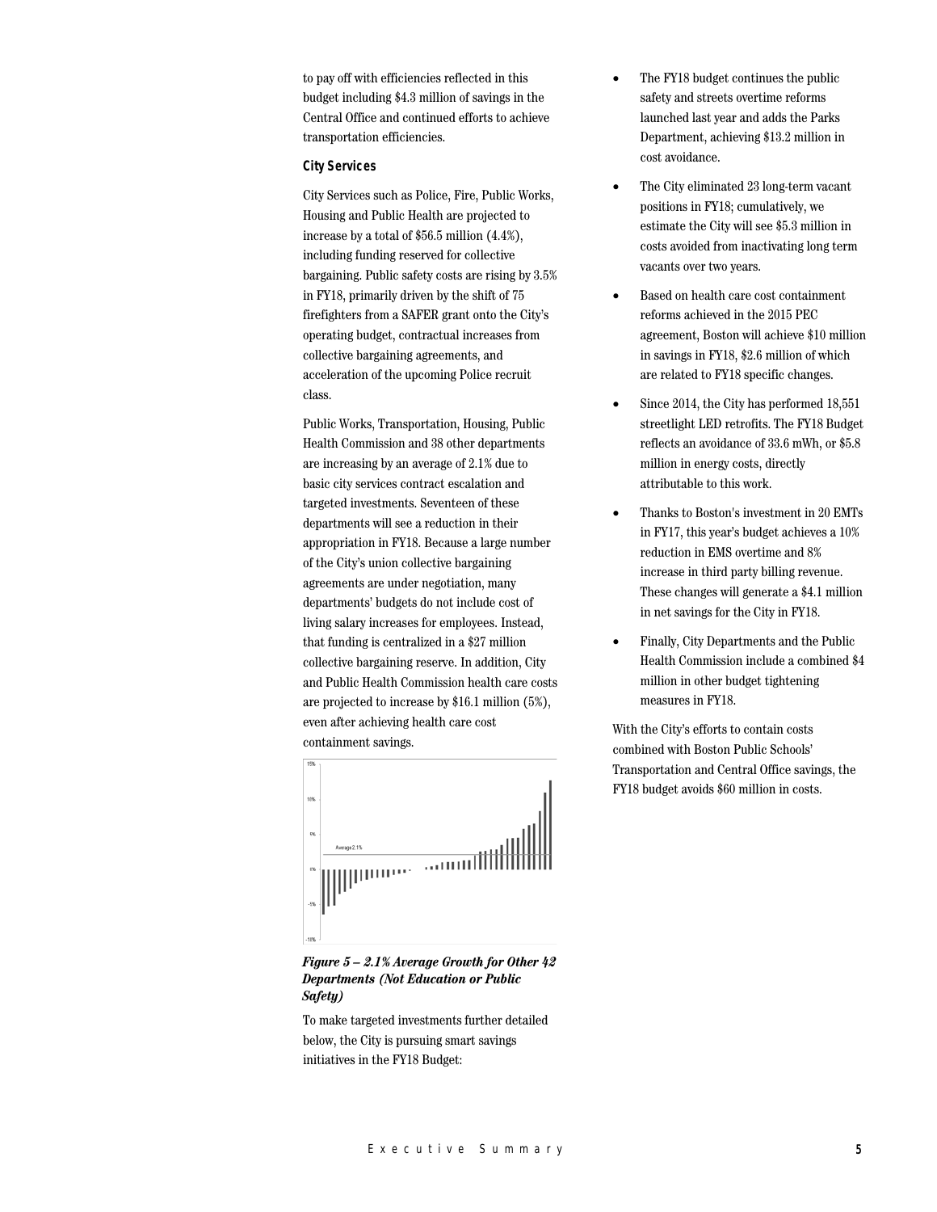to pay off with efficiencies reflected in this budget including $4.3 million of savings in the Central Office and continued efforts to achieve transportation efficiencies.

### City Services

City Services such as Police, Fire, Public Works, Housing and Public Health are projected to increase by a total of $56.5 million (4.4%), including funding reserved for collective bargaining. Public safety costs are rising by 3.5% in FY18, primarily driven by the shift of 75 firefighters from a SAFER grant onto the City's operating budget, contractual increases from collective bargaining agreements, and acceleration of the upcoming Police recruit class.

Public Works, Transportation, Housing, Public Health Commission and 38 other departments are increasing by an average of 2.1% due to basic city services contract escalation and targeted investments. Seventeen of these departments will see a reduction in their appropriation in FY18. Because a large number of the City's union collective bargaining agreements are under negotiation, many departments' budgets do not include cost of living salary increases for employees. Instead, that funding is centralized in a $27 million collective bargaining reserve. In addition, City and Public Health Commission health care costs are projected to increase by $16.1 million (5%), even after achieving health care cost containment savings.

***Figure 5 – 2.1% Average Growth for Other 42 Departments (Not Education or Public Safety)***

To make targeted investments further detailed below, the City is pursuing smart savings initiatives in the FY18 Budget:

- The FY18 budget continues the public safety and streets overtime reforms launched last year and adds the Parks Department, achieving $13.2 million in cost avoidance.
- The City eliminated 23 long-term vacant positions in FY18; cumulatively, we estimate the City will see $5.3 million in costs avoided from inactivating long term vacants over two years.
- Based on health care cost containment reforms achieved in the 2015 PEC agreement, Boston will achieve $10 million in savings in FY18, $2.6 million of which are related to FY18 specific changes.
- Since 2014, the City has performed 18,551 streetlight LED retrofits. The FY18 Budget reflects an avoidance of 33.6 mWh, or $5.8 million in energy costs, directly attributable to this work.
- Thanks to Boston's investment in 20 EMTs in FY17, this year's budget achieves a 10% reduction in EMS overtime and 8% increase in third party billing revenue. These changes will generate a $4.1 million in net savings for the City in FY18.
- Finally, City Departments and the Public Health Commission include a combined $4 million in other budget tightening measures in FY18.

With the City's efforts to contain costs combined with Boston Public Schools' Transportation and Central Office savings, the FY18 budget avoids $60 million in costs.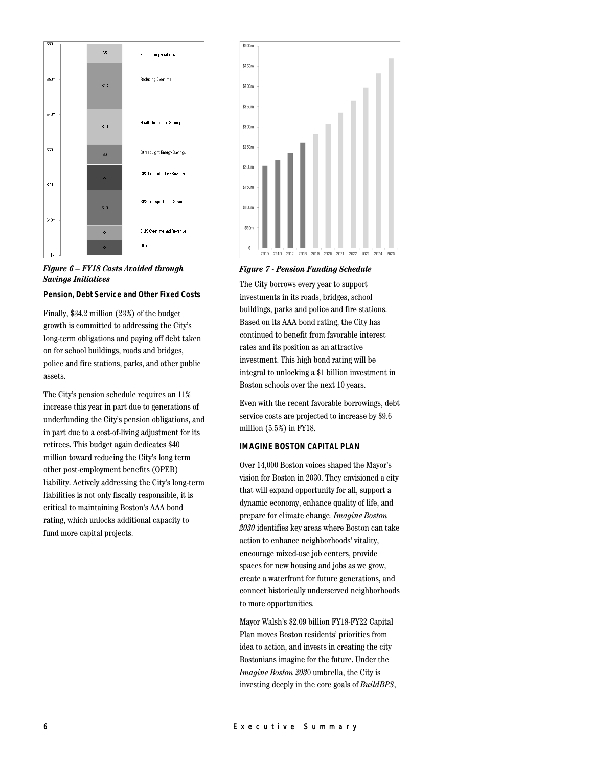*Figure 6 – FY18 Costs Avoided through Savings Initiatives*

#### Pension, Debt Service and Other Fixed Costs

Finally, $34.2 million (23%) of the budget growth is committed to addressing the City's long-term obligations and paying off debt taken on for school buildings, roads and bridges, police and fire stations, parks, and other public assets.

The City's pension schedule requires an 11% increase this year in part due to generations of underfunding the City's pension obligations, and in part due to a cost-of-living adjustment for its retirees. This budget again dedicates $40 million toward reducing the City's long term other post-employment benefits (OPEB) liability. Actively addressing the City's long-term liabilities is not only fiscally responsible, it is critical to maintaining Boston's AAA bond rating, which unlocks additional capacity to fund more capital projects.

*Figure 7 - Pension Funding Schedule*

The City borrows every year to support investments in its roads, bridges, school buildings, parks and police and fire stations. Based on its AAA bond rating, the City has continued to benefit from favorable interest rates and its position as an attractive investment. This high bond rating will be integral to unlocking a $1 billion investment in Boston schools over the next 10 years.

Even with the recent favorable borrowings, debt service costs are projected to increase by $9.6 million (5.5%) in FY18.

### IMAGINE BOSTON CAPITAL PLAN

Over 14,000 Boston voices shaped the Mayor's vision for Boston in 2030. They envisioned a city that will expand opportunity for all, support a dynamic economy, enhance quality of life, and prepare for climate change. *Imagine Boston 2030* identifies key areas where Boston can take action to enhance neighborhoods' vitality, encourage mixed-use job centers, provide spaces for new housing and jobs as we grow, create a waterfront for future generations, and connect historically underserved neighborhoods to more opportunities.

Mayor Walsh's $2.09 billion FY18-FY22 Capital Plan moves Boston residents' priorities from idea to action, and invests in creating the city Bostonians imagine for the future. Under the *Imagine Boston 2030* umbrella, the City is investing deeply in the core goals of *BuildBPS*,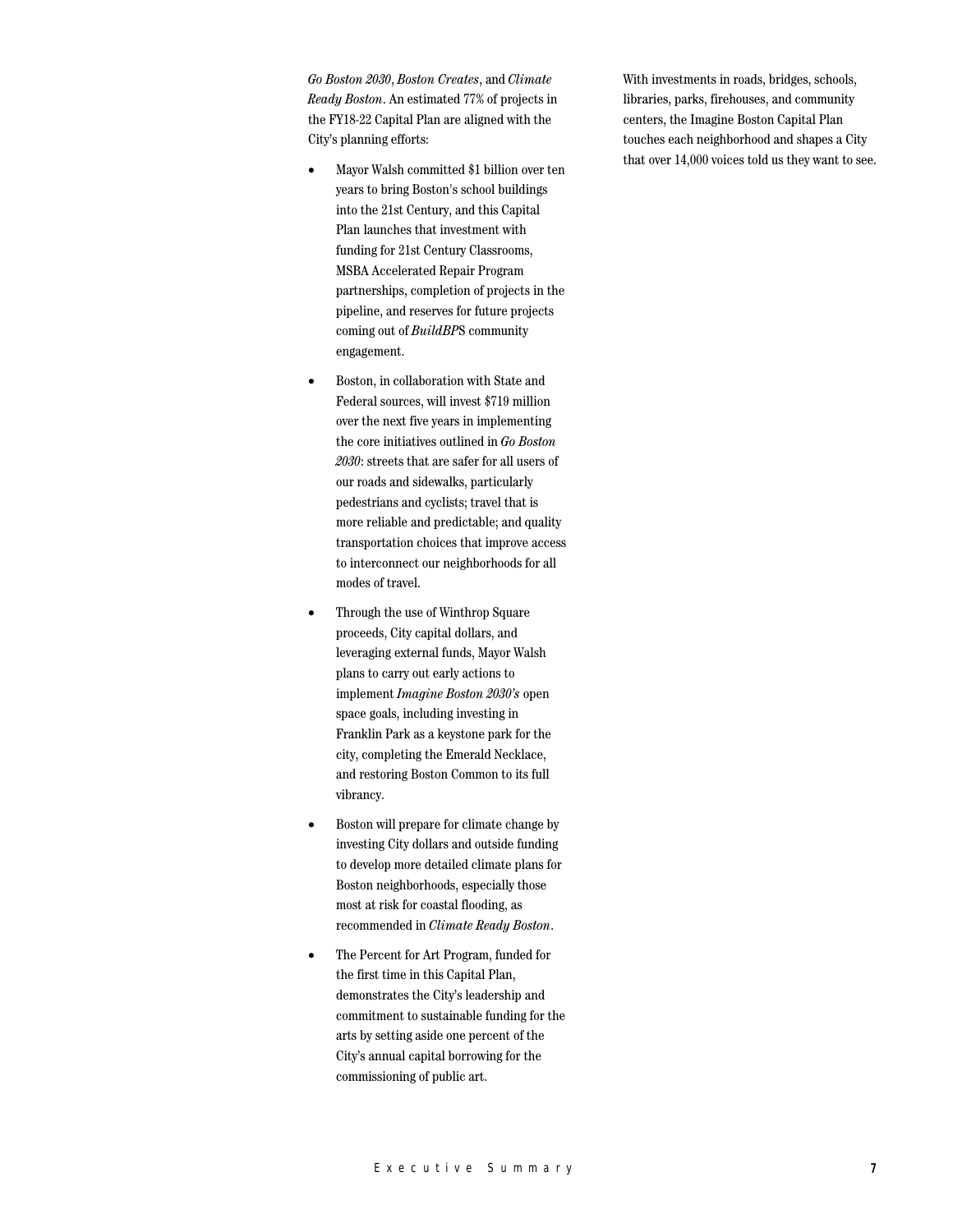*Go Boston 2030*, *Boston Creates*, and *Climate Ready Boston*. An estimated 77% of projects in the FY18-22 Capital Plan are aligned with the City's planning efforts:

- Mayor Walsh committed $1 billion over ten years to bring Boston's school buildings into the 21st Century, and this Capital Plan launches that investment with funding for 21st Century Classrooms, MSBA Accelerated Repair Program partnerships, completion of projects in the pipeline, and reserves for future projects coming out of *BuildBPS* community engagement.
- Boston, in collaboration with State and Federal sources, will invest $719 million over the next five years in implementing the core initiatives outlined in *Go Boston 2030*: streets that are safer for all users of our roads and sidewalks, particularly pedestrians and cyclists; travel that is more reliable and predictable; and quality transportation choices that improve access to interconnect our neighborhoods for all modes of travel.
- Through the use of Winthrop Square proceeds, City capital dollars, and leveraging external funds, Mayor Walsh plans to carry out early actions to implement *Imagine Boston 2030's* open space goals, including investing in Franklin Park as a keystone park for the city, completing the Emerald Necklace, and restoring Boston Common to its full vibrancy.
- Boston will prepare for climate change by investing City dollars and outside funding to develop more detailed climate plans for Boston neighborhoods, especially those most at risk for coastal flooding, as recommended in *Climate Ready Boston*.
- The Percent for Art Program, funded for the first time in this Capital Plan, demonstrates the City's leadership and commitment to sustainable funding for the arts by setting aside one percent of the City's annual capital borrowing for the commissioning of public art.

With investments in roads, bridges, schools, libraries, parks, firehouses, and community centers, the Imagine Boston Capital Plan touches each neighborhood and shapes a City that over 14,000 voices told us they want to see.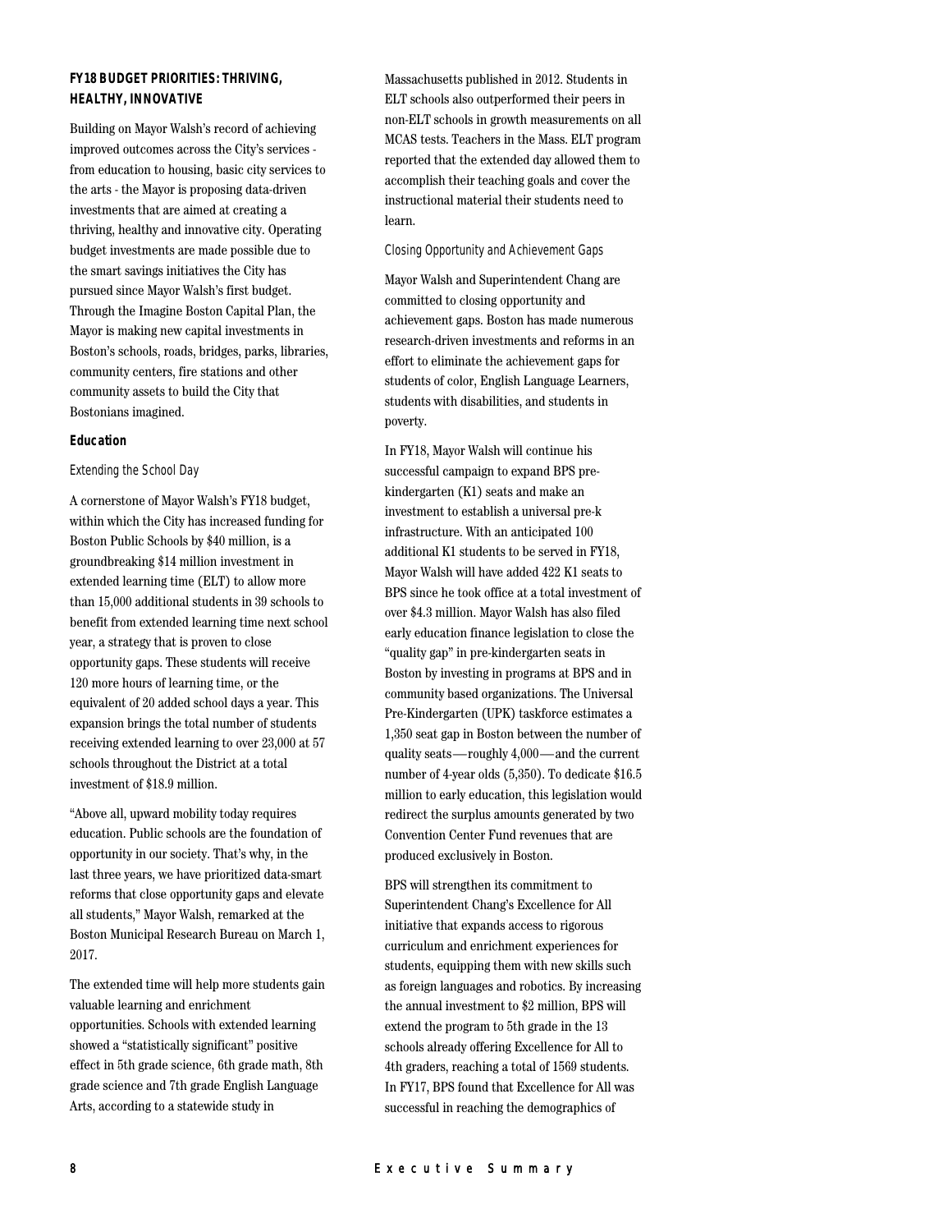## FY18 BUDGET PRIORITIES: THRIVING, HEALTHY, INNOVATIVE

Building on Mayor Walsh's record of achieving improved outcomes across the City's services - from education to housing, basic city services to the arts - the Mayor is proposing data-driven investments that are aimed at creating a thriving, healthy and innovative city. Operating budget investments are made possible due to the smart savings initiatives the City has pursued since Mayor Walsh's first budget. Through the Imagine Boston Capital Plan, the Mayor is making new capital investments in Boston's schools, roads, bridges, parks, libraries, community centers, fire stations and other community assets to build the City that Bostonians imagined.

### Education

*Extending the School Day*

A cornerstone of Mayor Walsh's FY18 budget, within which the City has increased funding for Boston Public Schools by $40 million, is a groundbreaking $14 million investment in extended learning time (ELT) to allow more than 15,000 additional students in 39 schools to benefit from extended learning time next school year, a strategy that is proven to close opportunity gaps. These students will receive 120 more hours of learning time, or the equivalent of 20 added school days a year. This expansion brings the total number of students receiving extended learning to over 23,000 at 57 schools throughout the District at a total investment of $18.9 million.

"Above all, upward mobility today requires education. Public schools are the foundation of opportunity in our society. That's why, in the last three years, we have prioritized data-smart reforms that close opportunity gaps and elevate all students," Mayor Walsh, remarked at the Boston Municipal Research Bureau on March 1, 2017.

The extended time will help more students gain valuable learning and enrichment opportunities. Schools with extended learning showed a "statistically significant" positive effect in 5th grade science, 6th grade math, 8th grade science and 7th grade English Language Arts, according to a statewide study in Massachusetts published in 2012. Students in ELT schools also outperformed their peers in non-ELT schools in growth measurements on all MCAS tests. Teachers in the Mass. ELT program reported that the extended day allowed them to accomplish their teaching goals and cover the instructional material their students need to learn.

*Closing Opportunity and Achievement Gaps*

Mayor Walsh and Superintendent Chang are committed to closing opportunity and achievement gaps. Boston has made numerous research-driven investments and reforms in an effort to eliminate the achievement gaps for students of color, English Language Learners, students with disabilities, and students in poverty.

In FY18, Mayor Walsh will continue his successful campaign to expand BPS pre-kindergarten (K1) seats and make an investment to establish a universal pre-k infrastructure. With an anticipated 100 additional K1 students to be served in FY18, Mayor Walsh will have added 422 K1 seats to BPS since he took office at a total investment of over $4.3 million. Mayor Walsh has also filed early education finance legislation to close the "quality gap" in pre-kindergarten seats in Boston by investing in programs at BPS and in community based organizations. The Universal Pre-Kindergarten (UPK) taskforce estimates a 1,350 seat gap in Boston between the number of quality seats—roughly 4,000—and the current number of 4-year olds (5,350). To dedicate $16.5 million to early education, this legislation would redirect the surplus amounts generated by two Convention Center Fund revenues that are produced exclusively in Boston.

BPS will strengthen its commitment to Superintendent Chang's Excellence for All initiative that expands access to rigorous curriculum and enrichment experiences for students, equipping them with new skills such as foreign languages and robotics. By increasing the annual investment to $2 million, BPS will extend the program to 5th grade in the 13 schools already offering Excellence for All to 4th graders, reaching a total of 1569 students. In FY17, BPS found that Excellence for All was successful in reaching the demographics of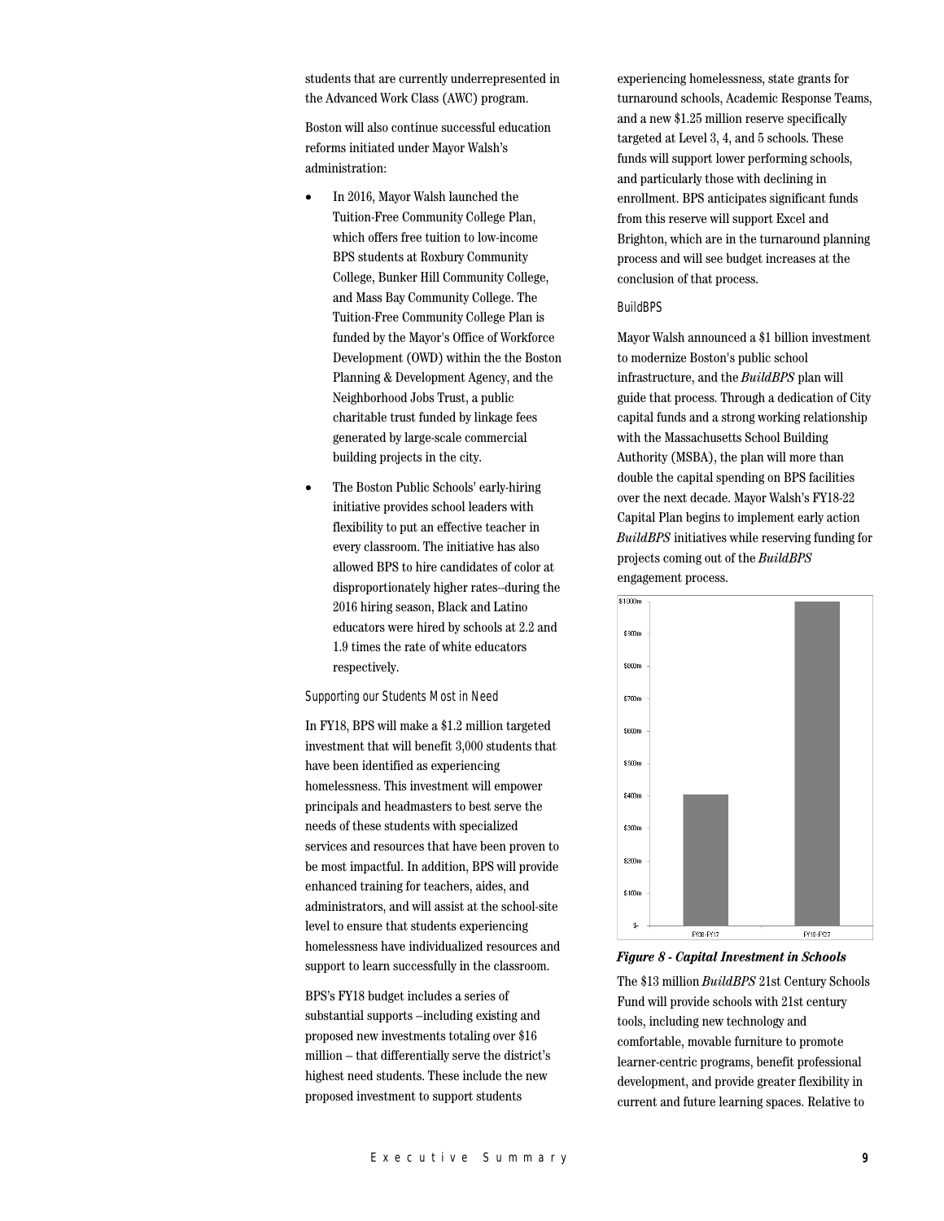students that are currently underrepresented in the Advanced Work Class (AWC) program.

Boston will also continue successful education reforms initiated under Mayor Walsh's administration:

- In 2016, Mayor Walsh launched the Tuition-Free Community College Plan, which offers free tuition to low-income BPS students at Roxbury Community College, Bunker Hill Community College, and Mass Bay Community College. The Tuition-Free Community College Plan is funded by the Mayor's Office of Workforce Development (OWD) within the the Boston Planning & Development Agency, and the Neighborhood Jobs Trust, a public charitable trust funded by linkage fees generated by large-scale commercial building projects in the city.
- The Boston Public Schools' early-hiring initiative provides school leaders with flexibility to put an effective teacher in every classroom. The initiative has also allowed BPS to hire candidates of color at disproportionately higher rates--during the 2016 hiring season, Black and Latino educators were hired by schools at 2.2 and 1.9 times the rate of white educators respectively.

### Supporting our Students Most in Need

In FY18, BPS will make a $1.2 million targeted investment that will benefit 3,000 students that have been identified as experiencing homelessness. This investment will empower principals and headmasters to best serve the needs of these students with specialized services and resources that have been proven to be most impactful. In addition, BPS will provide enhanced training for teachers, aides, and administrators, and will assist at the school-site level to ensure that students experiencing homelessness have individualized resources and support to learn successfully in the classroom.

BPS's FY18 budget includes a series of substantial supports –including existing and proposed new investments totaling over $16 million – that differentially serve the district's highest need students. These include the new proposed investment to support students experiencing homelessness, state grants for turnaround schools, Academic Response Teams, and a new $1.25 million reserve specifically targeted at Level 3, 4, and 5 schools. These funds will support lower performing schools, and particularly those with declining in enrollment. BPS anticipates significant funds from this reserve will support Excel and Brighton, which are in the turnaround planning process and will see budget increases at the conclusion of that process.

### BuildBPS

Mayor Walsh announced a $1 billion investment to modernize Boston's public school infrastructure, and the *BuildBPS* plan will guide that process. Through a dedication of City capital funds and a strong working relationship with the Massachusetts School Building Authority (MSBA), the plan will more than double the capital spending on BPS facilities over the next decade. Mayor Walsh's FY18-22 Capital Plan begins to implement early action *BuildBPS* initiatives while reserving funding for projects coming out of the *BuildBPS* engagement process.

| | FY08-FY17 | FY18-FY27 |
|---|---|---|
| Capital Investment | ~$400m | ~$1000m |

***Figure 8 - Capital Investment in Schools***

The $13 million *BuildBPS* 21st Century Schools Fund will provide schools with 21st century tools, including new technology and comfortable, movable furniture to promote learner-centric programs, benefit professional development, and provide greater flexibility in current and future learning spaces. Relative to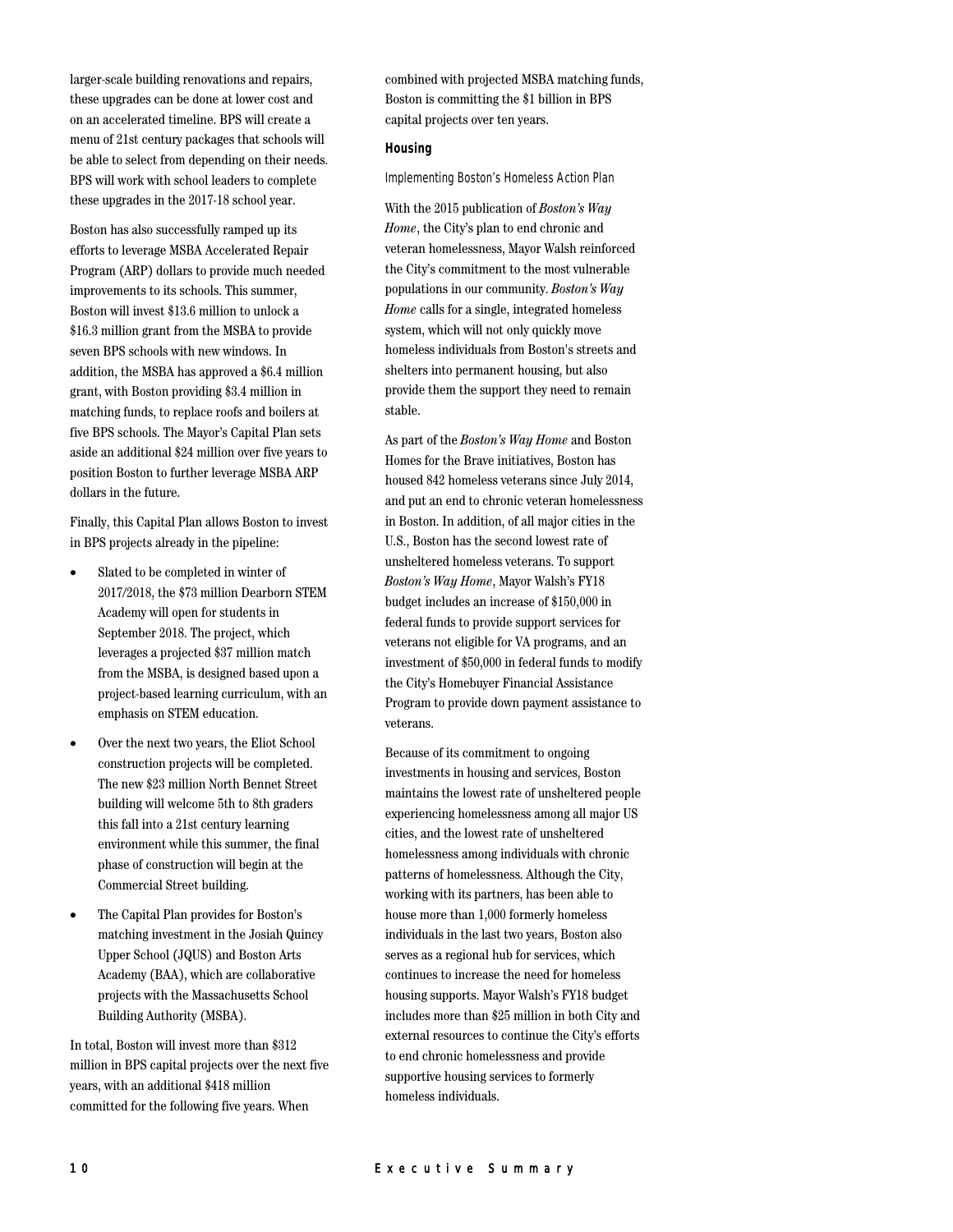larger-scale building renovations and repairs, these upgrades can be done at lower cost and on an accelerated timeline. BPS will create a menu of 21st century packages that schools will be able to select from depending on their needs. BPS will work with school leaders to complete these upgrades in the 2017-18 school year.

Boston has also successfully ramped up its efforts to leverage MSBA Accelerated Repair Program (ARP) dollars to provide much needed improvements to its schools. This summer, Boston will invest $13.6 million to unlock a $16.3 million grant from the MSBA to provide seven BPS schools with new windows. In addition, the MSBA has approved a $6.4 million grant, with Boston providing $3.4 million in matching funds, to replace roofs and boilers at five BPS schools. The Mayor's Capital Plan sets aside an additional $24 million over five years to position Boston to further leverage MSBA ARP dollars in the future.

Finally, this Capital Plan allows Boston to invest in BPS projects already in the pipeline:

- Slated to be completed in winter of 2017/2018, the $73 million Dearborn STEM Academy will open for students in September 2018. The project, which leverages a projected $37 million match from the MSBA, is designed based upon a project-based learning curriculum, with an emphasis on STEM education.
- Over the next two years, the Eliot School construction projects will be completed. The new $23 million North Bennet Street building will welcome 5th to 8th graders this fall into a 21st century learning environment while this summer, the final phase of construction will begin at the Commercial Street building.
- The Capital Plan provides for Boston's matching investment in the Josiah Quincy Upper School (JQUS) and Boston Arts Academy (BAA), which are collaborative projects with the Massachusetts School Building Authority (MSBA).

In total, Boston will invest more than $312 million in BPS capital projects over the next five years, with an additional $418 million committed for the following five years. When combined with projected MSBA matching funds, Boston is committing the $1 billion in BPS capital projects over ten years.

### Housing

#### Implementing Boston's Homeless Action Plan

With the 2015 publication of *Boston's Way Home*, the City's plan to end chronic and veteran homelessness, Mayor Walsh reinforced the City's commitment to the most vulnerable populations in our community. *Boston's Way Home* calls for a single, integrated homeless system, which will not only quickly move homeless individuals from Boston's streets and shelters into permanent housing, but also provide them the support they need to remain stable.

As part of the *Boston's Way Home* and Boston Homes for the Brave initiatives, Boston has housed 842 homeless veterans since July 2014, and put an end to chronic veteran homelessness in Boston. In addition, of all major cities in the U.S., Boston has the second lowest rate of unsheltered homeless veterans. To support *Boston's Way Home*, Mayor Walsh's FY18 budget includes an increase of $150,000 in federal funds to provide support services for veterans not eligible for VA programs, and an investment of $50,000 in federal funds to modify the City's Homebuyer Financial Assistance Program to provide down payment assistance to veterans.

Because of its commitment to ongoing investments in housing and services, Boston maintains the lowest rate of unsheltered people experiencing homelessness among all major US cities, and the lowest rate of unsheltered homelessness among individuals with chronic patterns of homelessness. Although the City, working with its partners, has been able to house more than 1,000 formerly homeless individuals in the last two years, Boston also serves as a regional hub for services, which continues to increase the need for homeless housing supports. Mayor Walsh's FY18 budget includes more than $25 million in both City and external resources to continue the City's efforts to end chronic homelessness and provide supportive housing services to formerly homeless individuals.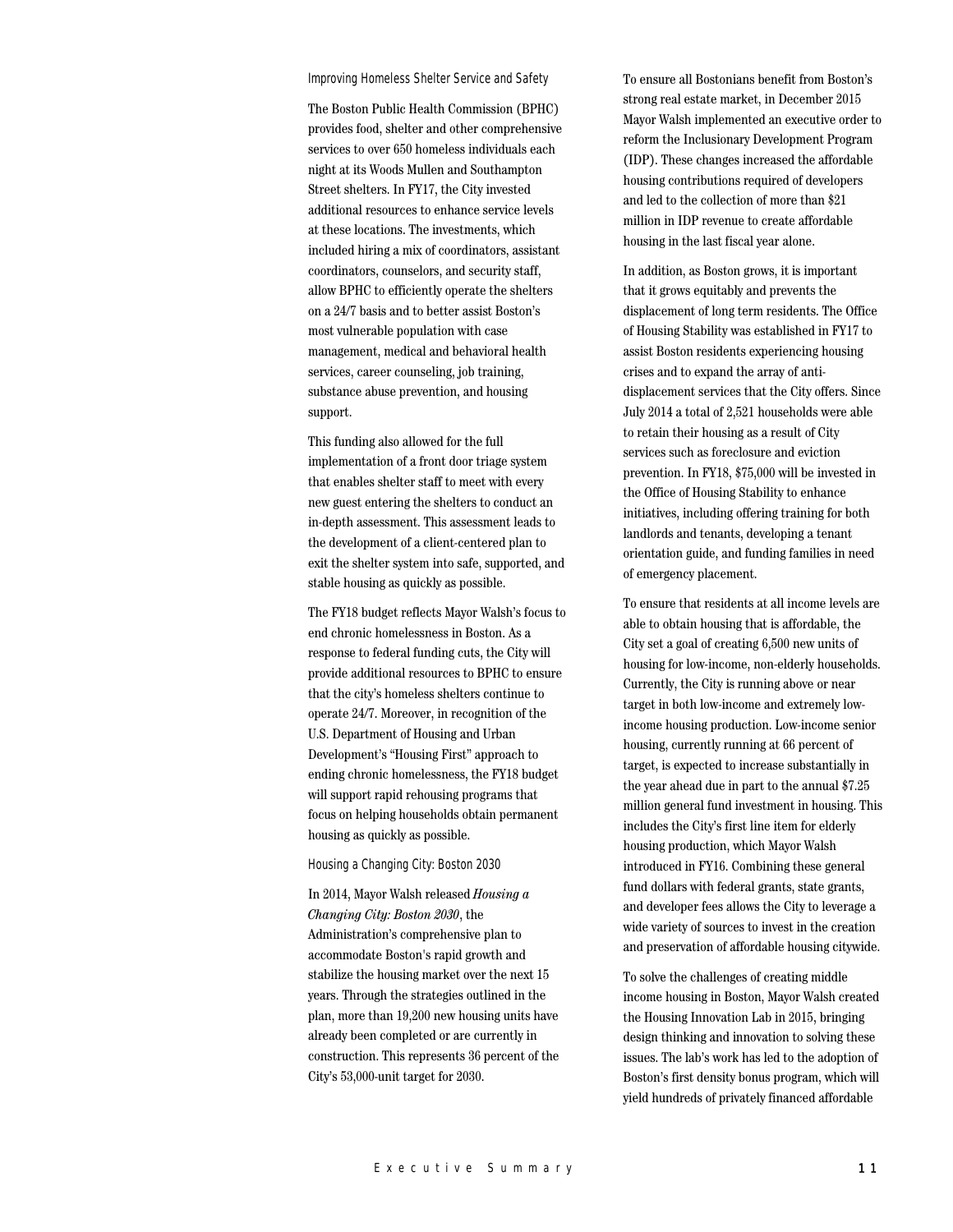### Improving Homeless Shelter Service and Safety

The Boston Public Health Commission (BPHC) provides food, shelter and other comprehensive services to over 650 homeless individuals each night at its Woods Mullen and Southampton Street shelters. In FY17, the City invested additional resources to enhance service levels at these locations. The investments, which included hiring a mix of coordinators, assistant coordinators, counselors, and security staff, allow BPHC to efficiently operate the shelters on a 24/7 basis and to better assist Boston's most vulnerable population with case management, medical and behavioral health services, career counseling, job training, substance abuse prevention, and housing support.

This funding also allowed for the full implementation of a front door triage system that enables shelter staff to meet with every new guest entering the shelters to conduct an in-depth assessment. This assessment leads to the development of a client-centered plan to exit the shelter system into safe, supported, and stable housing as quickly as possible.

The FY18 budget reflects Mayor Walsh's focus to end chronic homelessness in Boston. As a response to federal funding cuts, the City will provide additional resources to BPHC to ensure that the city's homeless shelters continue to operate 24/7. Moreover, in recognition of the U.S. Department of Housing and Urban Development's "Housing First" approach to ending chronic homelessness, the FY18 budget will support rapid rehousing programs that focus on helping households obtain permanent housing as quickly as possible.

### Housing a Changing City: Boston 2030

In 2014, Mayor Walsh released *Housing a Changing City: Boston 2030*, the Administration's comprehensive plan to accommodate Boston's rapid growth and stabilize the housing market over the next 15 years. Through the strategies outlined in the plan, more than 19,200 new housing units have already been completed or are currently in construction. This represents 36 percent of the City's 53,000-unit target for 2030.

To ensure all Bostonians benefit from Boston's strong real estate market, in December 2015 Mayor Walsh implemented an executive order to reform the Inclusionary Development Program (IDP). These changes increased the affordable housing contributions required of developers and led to the collection of more than $21 million in IDP revenue to create affordable housing in the last fiscal year alone.

In addition, as Boston grows, it is important that it grows equitably and prevents the displacement of long term residents. The Office of Housing Stability was established in FY17 to assist Boston residents experiencing housing crises and to expand the array of anti-displacement services that the City offers. Since July 2014 a total of 2,521 households were able to retain their housing as a result of City services such as foreclosure and eviction prevention. In FY18, $75,000 will be invested in the Office of Housing Stability to enhance initiatives, including offering training for both landlords and tenants, developing a tenant orientation guide, and funding families in need of emergency placement.

To ensure that residents at all income levels are able to obtain housing that is affordable, the City set a goal of creating 6,500 new units of housing for low-income, non-elderly households. Currently, the City is running above or near target in both low-income and extremely low-income housing production. Low-income senior housing, currently running at 66 percent of target, is expected to increase substantially in the year ahead due in part to the annual $7.25 million general fund investment in housing. This includes the City's first line item for elderly housing production, which Mayor Walsh introduced in FY16. Combining these general fund dollars with federal grants, state grants, and developer fees allows the City to leverage a wide variety of sources to invest in the creation and preservation of affordable housing citywide.

To solve the challenges of creating middle income housing in Boston, Mayor Walsh created the Housing Innovation Lab in 2015, bringing design thinking and innovation to solving these issues. The lab's work has led to the adoption of Boston's first density bonus program, which will yield hundreds of privately financed affordable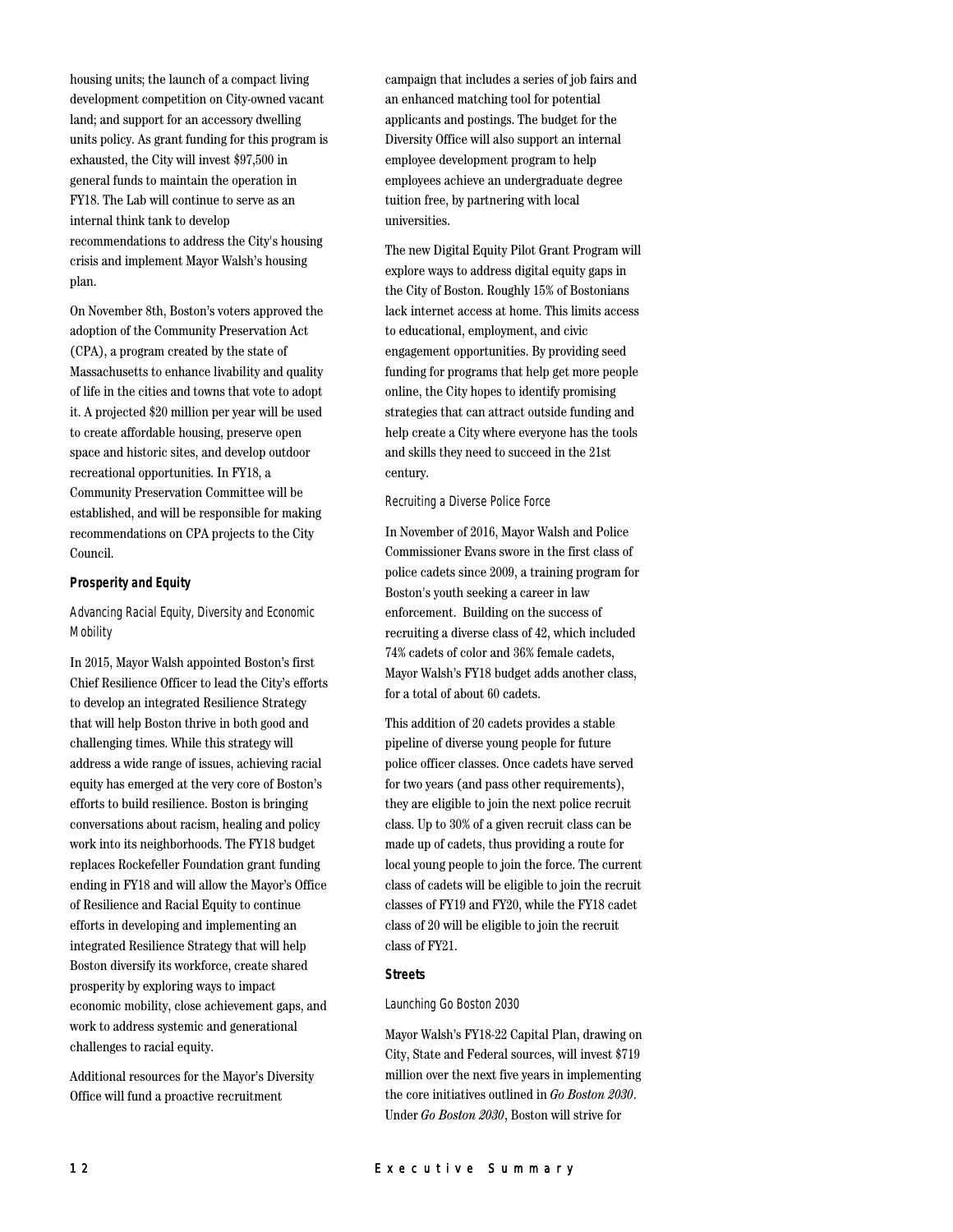housing units; the launch of a compact living development competition on City-owned vacant land; and support for an accessory dwelling units policy. As grant funding for this program is exhausted, the City will invest $97,500 in general funds to maintain the operation in FY18. The Lab will continue to serve as an internal think tank to develop recommendations to address the City's housing crisis and implement Mayor Walsh's housing plan.

On November 8th, Boston's voters approved the adoption of the Community Preservation Act (CPA), a program created by the state of Massachusetts to enhance livability and quality of life in the cities and towns that vote to adopt it. A projected $20 million per year will be used to create affordable housing, preserve open space and historic sites, and develop outdoor recreational opportunities. In FY18, a Community Preservation Committee will be established, and will be responsible for making recommendations on CPA projects to the City Council.

**Prosperity and Equity**

Advancing Racial Equity, Diversity and Economic Mobility

In 2015, Mayor Walsh appointed Boston's first Chief Resilience Officer to lead the City's efforts to develop an integrated Resilience Strategy that will help Boston thrive in both good and challenging times. While this strategy will address a wide range of issues, achieving racial equity has emerged at the very core of Boston's efforts to build resilience. Boston is bringing conversations about racism, healing and policy work into its neighborhoods. The FY18 budget replaces Rockefeller Foundation grant funding ending in FY18 and will allow the Mayor's Office of Resilience and Racial Equity to continue efforts in developing and implementing an integrated Resilience Strategy that will help Boston diversify its workforce, create shared prosperity by exploring ways to impact economic mobility, close achievement gaps, and work to address systemic and generational challenges to racial equity.

Additional resources for the Mayor's Diversity Office will fund a proactive recruitment campaign that includes a series of job fairs and an enhanced matching tool for potential applicants and postings. The budget for the Diversity Office will also support an internal employee development program to help employees achieve an undergraduate degree tuition free, by partnering with local universities.

The new Digital Equity Pilot Grant Program will explore ways to address digital equity gaps in the City of Boston. Roughly 15% of Bostonians lack internet access at home. This limits access to educational, employment, and civic engagement opportunities. By providing seed funding for programs that help get more people online, the City hopes to identify promising strategies that can attract outside funding and help create a City where everyone has the tools and skills they need to succeed in the 21st century.

Recruiting a Diverse Police Force

In November of 2016, Mayor Walsh and Police Commissioner Evans swore in the first class of police cadets since 2009, a training program for Boston's youth seeking a career in law enforcement. Building on the success of recruiting a diverse class of 42, which included 74% cadets of color and 36% female cadets, Mayor Walsh's FY18 budget adds another class, for a total of about 60 cadets.

This addition of 20 cadets provides a stable pipeline of diverse young people for future police officer classes. Once cadets have served for two years (and pass other requirements), they are eligible to join the next police recruit class. Up to 30% of a given recruit class can be made up of cadets, thus providing a route for local young people to join the force. The current class of cadets will be eligible to join the recruit classes of FY19 and FY20, while the FY18 cadet class of 20 will be eligible to join the recruit class of FY21.

**Streets**

Launching Go Boston 2030

Mayor Walsh's FY18-22 Capital Plan, drawing on City, State and Federal sources, will invest $719 million over the next five years in implementing the core initiatives outlined in *Go Boston 2030*. Under *Go Boston 2030*, Boston will strive for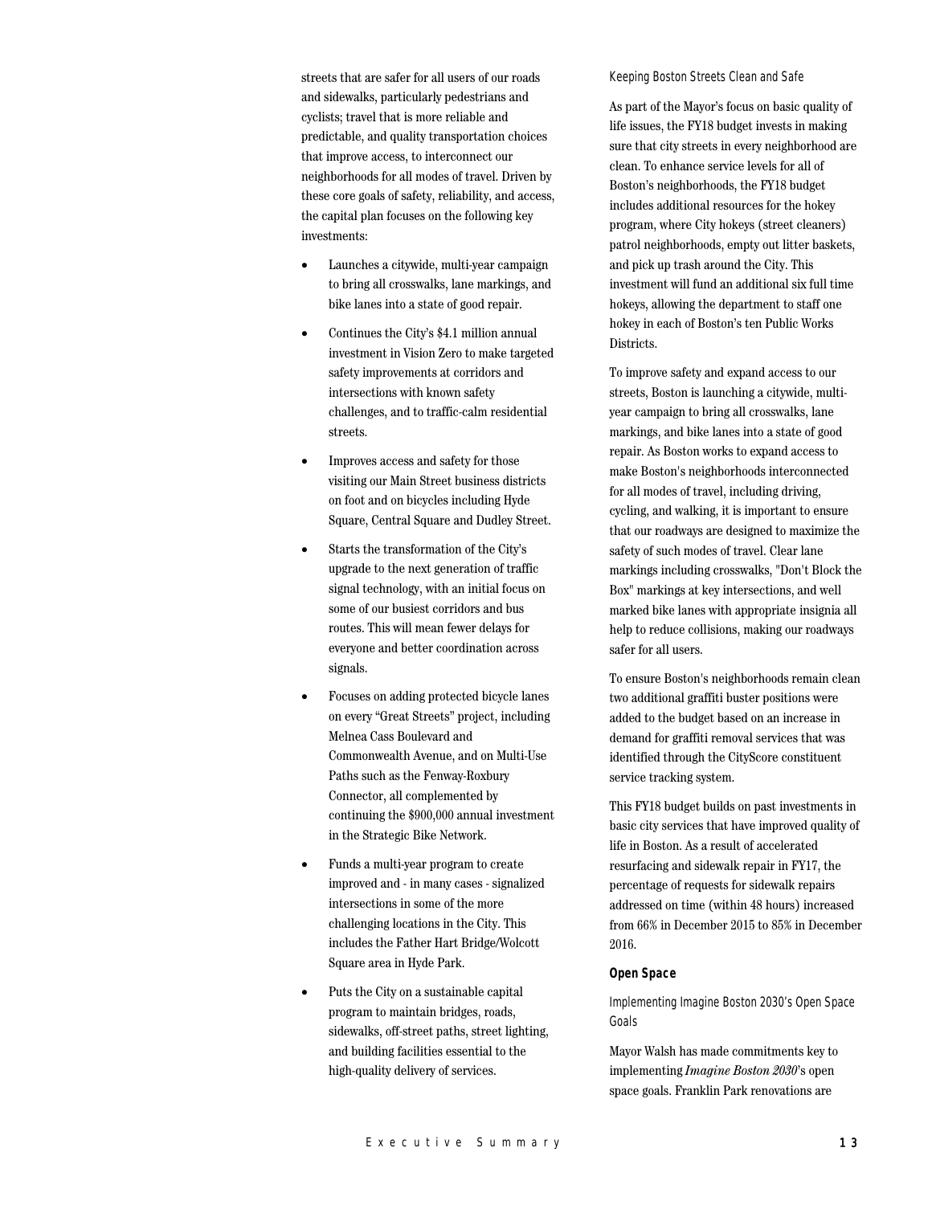streets that are safer for all users of our roads and sidewalks, particularly pedestrians and cyclists; travel that is more reliable and predictable, and quality transportation choices that improve access, to interconnect our neighborhoods for all modes of travel. Driven by these core goals of safety, reliability, and access, the capital plan focuses on the following key investments:

- Launches a citywide, multi-year campaign to bring all crosswalks, lane markings, and bike lanes into a state of good repair.
- Continues the City's $4.1 million annual investment in Vision Zero to make targeted safety improvements at corridors and intersections with known safety challenges, and to traffic-calm residential streets.
- Improves access and safety for those visiting our Main Street business districts on foot and on bicycles including Hyde Square, Central Square and Dudley Street.
- Starts the transformation of the City's upgrade to the next generation of traffic signal technology, with an initial focus on some of our busiest corridors and bus routes. This will mean fewer delays for everyone and better coordination across signals.
- Focuses on adding protected bicycle lanes on every "Great Streets" project, including Melnea Cass Boulevard and Commonwealth Avenue, and on Multi-Use Paths such as the Fenway-Roxbury Connector, all complemented by continuing the $900,000 annual investment in the Strategic Bike Network.
- Funds a multi-year program to create improved and - in many cases - signalized intersections in some of the more challenging locations in the City. This includes the Father Hart Bridge/Wolcott Square area in Hyde Park.
- Puts the City on a sustainable capital program to maintain bridges, roads, sidewalks, off-street paths, street lighting, and building facilities essential to the high-quality delivery of services.

### Keeping Boston Streets Clean and Safe

As part of the Mayor's focus on basic quality of life issues, the FY18 budget invests in making sure that city streets in every neighborhood are clean. To enhance service levels for all of Boston's neighborhoods, the FY18 budget includes additional resources for the hokey program, where City hokeys (street cleaners) patrol neighborhoods, empty out litter baskets, and pick up trash around the City. This investment will fund an additional six full time hokeys, allowing the department to staff one hokey in each of Boston's ten Public Works Districts.

To improve safety and expand access to our streets, Boston is launching a citywide, multi-year campaign to bring all crosswalks, lane markings, and bike lanes into a state of good repair. As Boston works to expand access to make Boston's neighborhoods interconnected for all modes of travel, including driving, cycling, and walking, it is important to ensure that our roadways are designed to maximize the safety of such modes of travel. Clear lane markings including crosswalks, "Don't Block the Box" markings at key intersections, and well marked bike lanes with appropriate insignia all help to reduce collisions, making our roadways safer for all users.

To ensure Boston's neighborhoods remain clean two additional graffiti buster positions were added to the budget based on an increase in demand for graffiti removal services that was identified through the CityScore constituent service tracking system.

This FY18 budget builds on past investments in basic city services that have improved quality of life in Boston. As a result of accelerated resurfacing and sidewalk repair in FY17, the percentage of requests for sidewalk repairs addressed on time (within 48 hours) increased from 66% in December 2015 to 85% in December 2016.

## Open Space

### Implementing Imagine Boston 2030's Open Space Goals

Mayor Walsh has made commitments key to implementing *Imagine Boston 2030*'s open space goals. Franklin Park renovations are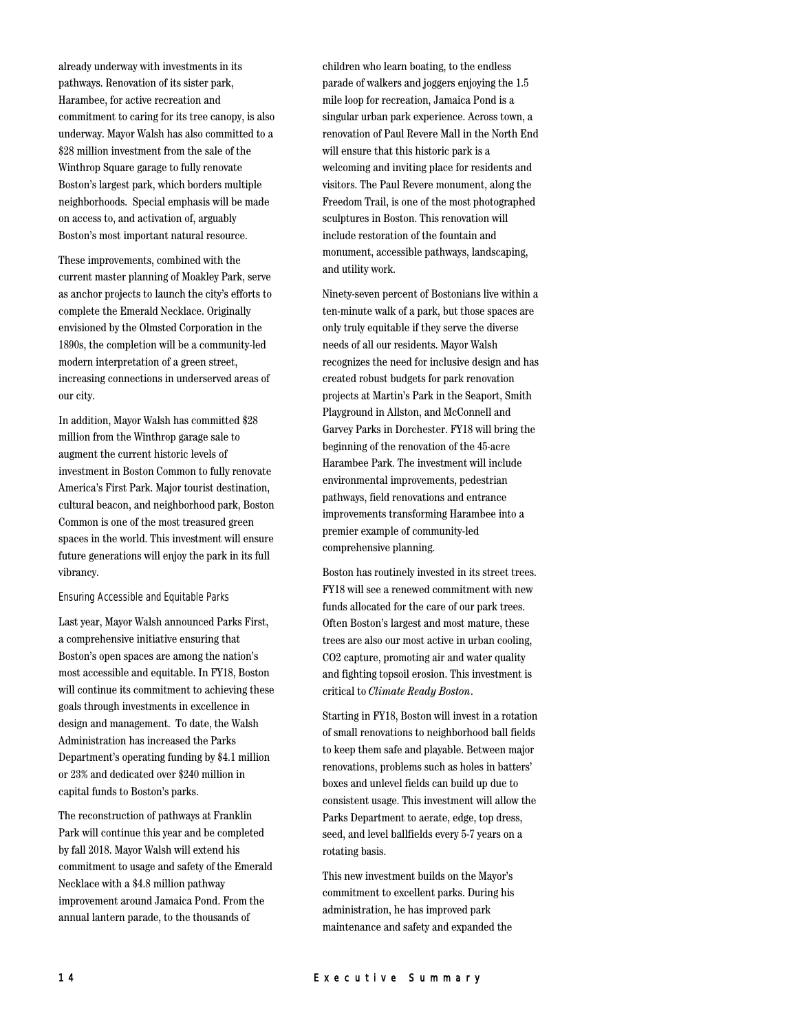already underway with investments in its pathways. Renovation of its sister park, Harambee, for active recreation and commitment to caring for its tree canopy, is also underway. Mayor Walsh has also committed to a $28 million investment from the sale of the Winthrop Square garage to fully renovate Boston's largest park, which borders multiple neighborhoods. Special emphasis will be made on access to, and activation of, arguably Boston's most important natural resource.

These improvements, combined with the current master planning of Moakley Park, serve as anchor projects to launch the city's efforts to complete the Emerald Necklace. Originally envisioned by the Olmsted Corporation in the 1890s, the completion will be a community-led modern interpretation of a green street, increasing connections in underserved areas of our city.

In addition, Mayor Walsh has committed $28 million from the Winthrop garage sale to augment the current historic levels of investment in Boston Common to fully renovate America's First Park. Major tourist destination, cultural beacon, and neighborhood park, Boston Common is one of the most treasured green spaces in the world. This investment will ensure future generations will enjoy the park in its full vibrancy.

### Ensuring Accessible and Equitable Parks

Last year, Mayor Walsh announced Parks First, a comprehensive initiative ensuring that Boston's open spaces are among the nation's most accessible and equitable. In FY18, Boston will continue its commitment to achieving these goals through investments in excellence in design and management. To date, the Walsh Administration has increased the Parks Department's operating funding by $4.1 million or 23% and dedicated over $240 million in capital funds to Boston's parks.

The reconstruction of pathways at Franklin Park will continue this year and be completed by fall 2018. Mayor Walsh will extend his commitment to usage and safety of the Emerald Necklace with a $4.8 million pathway improvement around Jamaica Pond. From the annual lantern parade, to the thousands of children who learn boating, to the endless parade of walkers and joggers enjoying the 1.5 mile loop for recreation, Jamaica Pond is a singular urban park experience. Across town, a renovation of Paul Revere Mall in the North End will ensure that this historic park is a welcoming and inviting place for residents and visitors. The Paul Revere monument, along the Freedom Trail, is one of the most photographed sculptures in Boston. This renovation will include restoration of the fountain and monument, accessible pathways, landscaping, and utility work.

Ninety-seven percent of Bostonians live within a ten-minute walk of a park, but those spaces are only truly equitable if they serve the diverse needs of all our residents. Mayor Walsh recognizes the need for inclusive design and has created robust budgets for park renovation projects at Martin's Park in the Seaport, Smith Playground in Allston, and McConnell and Garvey Parks in Dorchester. FY18 will bring the beginning of the renovation of the 45-acre Harambee Park. The investment will include environmental improvements, pedestrian pathways, field renovations and entrance improvements transforming Harambee into a premier example of community-led comprehensive planning.

Boston has routinely invested in its street trees. FY18 will see a renewed commitment with new funds allocated for the care of our park trees. Often Boston's largest and most mature, these trees are also our most active in urban cooling, $CO_2$ capture, promoting air and water quality and fighting topsoil erosion. This investment is critical to *Climate Ready Boston*.

Starting in FY18, Boston will invest in a rotation of small renovations to neighborhood ball fields to keep them safe and playable. Between major renovations, problems such as holes in batters' boxes and unlevel fields can build up due to consistent usage. This investment will allow the Parks Department to aerate, edge, top dress, seed, and level ballfields every 5-7 years on a rotating basis.

This new investment builds on the Mayor's commitment to excellent parks. During his administration, he has improved park maintenance and safety and expanded the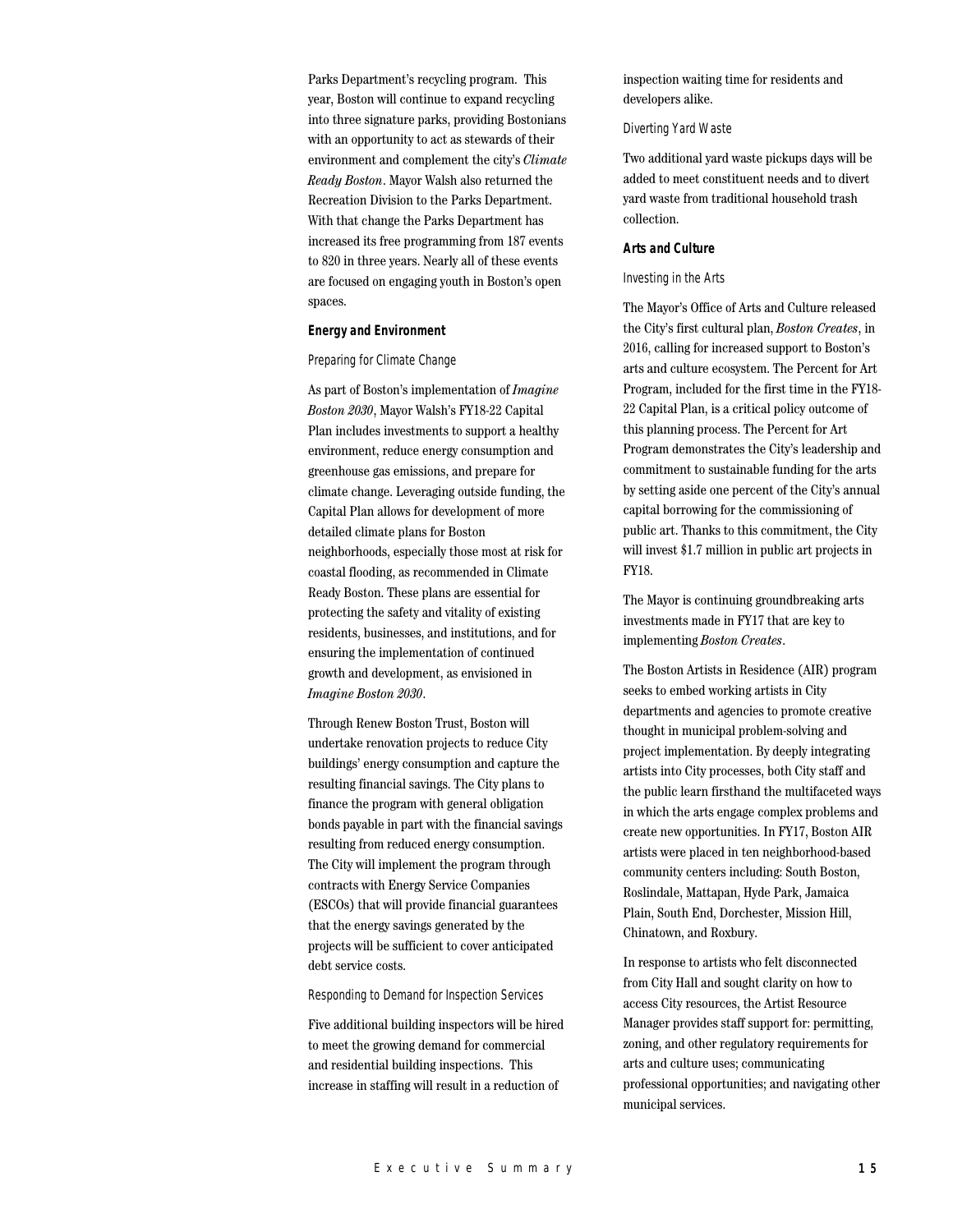Parks Department's recycling program. This year, Boston will continue to expand recycling into three signature parks, providing Bostonians with an opportunity to act as stewards of their environment and complement the city's *Climate Ready Boston*. Mayor Walsh also returned the Recreation Division to the Parks Department. With that change the Parks Department has increased its free programming from 187 events to 820 in three years. Nearly all of these events are focused on engaging youth in Boston's open spaces.

**Energy and Environment**

Preparing for Climate Change

As part of Boston's implementation of *Imagine Boston 2030*, Mayor Walsh's FY18-22 Capital Plan includes investments to support a healthy environment, reduce energy consumption and greenhouse gas emissions, and prepare for climate change. Leveraging outside funding, the Capital Plan allows for development of more detailed climate plans for Boston neighborhoods, especially those most at risk for coastal flooding, as recommended in Climate Ready Boston. These plans are essential for protecting the safety and vitality of existing residents, businesses, and institutions, and for ensuring the implementation of continued growth and development, as envisioned in *Imagine Boston 2030*.

Through Renew Boston Trust, Boston will undertake renovation projects to reduce City buildings' energy consumption and capture the resulting financial savings. The City plans to finance the program with general obligation bonds payable in part with the financial savings resulting from reduced energy consumption. The City will implement the program through contracts with Energy Service Companies (ESCOs) that will provide financial guarantees that the energy savings generated by the projects will be sufficient to cover anticipated debt service costs.

Responding to Demand for Inspection Services

Five additional building inspectors will be hired to meet the growing demand for commercial and residential building inspections. This increase in staffing will result in a reduction of inspection waiting time for residents and developers alike.

Diverting Yard Waste

Two additional yard waste pickups days will be added to meet constituent needs and to divert yard waste from traditional household trash collection.

**Arts and Culture**

Investing in the Arts

The Mayor's Office of Arts and Culture released the City's first cultural plan, *Boston Creates*, in 2016, calling for increased support to Boston's arts and culture ecosystem. The Percent for Art Program, included for the first time in the FY18-22 Capital Plan, is a critical policy outcome of this planning process. The Percent for Art Program demonstrates the City's leadership and commitment to sustainable funding for the arts by setting aside one percent of the City's annual capital borrowing for the commissioning of public art. Thanks to this commitment, the City will invest $1.7 million in public art projects in FY18.

The Mayor is continuing groundbreaking arts investments made in FY17 that are key to implementing *Boston Creates*.

The Boston Artists in Residence (AIR) program seeks to embed working artists in City departments and agencies to promote creative thought in municipal problem-solving and project implementation. By deeply integrating artists into City processes, both City staff and the public learn firsthand the multifaceted ways in which the arts engage complex problems and create new opportunities. In FY17, Boston AIR artists were placed in ten neighborhood-based community centers including: South Boston, Roslindale, Mattapan, Hyde Park, Jamaica Plain, South End, Dorchester, Mission Hill, Chinatown, and Roxbury.

In response to artists who felt disconnected from City Hall and sought clarity on how to access City resources, the Artist Resource Manager provides staff support for: permitting, zoning, and other regulatory requirements for arts and culture uses; communicating professional opportunities; and navigating other municipal services.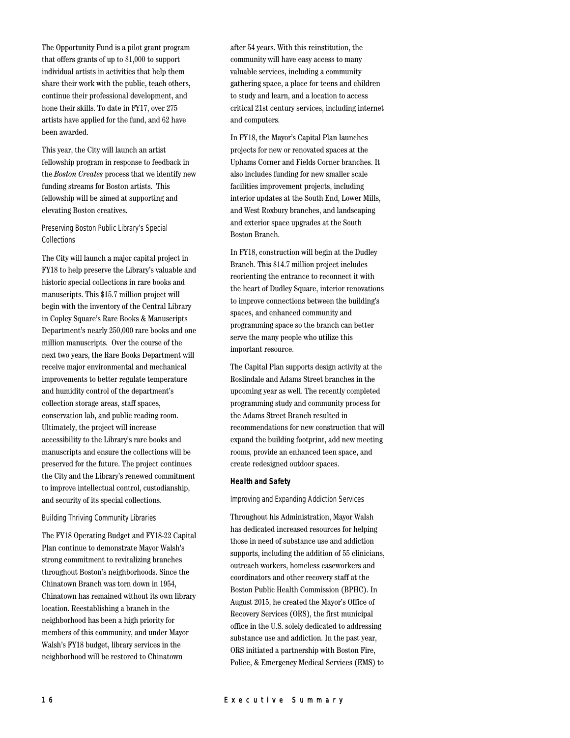The Opportunity Fund is a pilot grant program that offers grants of up to $1,000 to support individual artists in activities that help them share their work with the public, teach others, continue their professional development, and hone their skills. To date in FY17, over 275 artists have applied for the fund, and 62 have been awarded.

This year, the City will launch an artist fellowship program in response to feedback in the *Boston Creates* process that we identify new funding streams for Boston artists. This fellowship will be aimed at supporting and elevating Boston creatives.

### Preserving Boston Public Library's Special Collections

The City will launch a major capital project in FY18 to help preserve the Library's valuable and historic special collections in rare books and manuscripts. This $15.7 million project will begin with the inventory of the Central Library in Copley Square's Rare Books & Manuscripts Department's nearly 250,000 rare books and one million manuscripts. Over the course of the next two years, the Rare Books Department will receive major environmental and mechanical improvements to better regulate temperature and humidity control of the department's collection storage areas, staff spaces, conservation lab, and public reading room. Ultimately, the project will increase accessibility to the Library's rare books and manuscripts and ensure the collections will be preserved for the future. The project continues the City and the Library's renewed commitment to improve intellectual control, custodianship, and security of its special collections.

### Building Thriving Community Libraries

The FY18 Operating Budget and FY18-22 Capital Plan continue to demonstrate Mayor Walsh's strong commitment to revitalizing branches throughout Boston's neighborhoods. Since the Chinatown Branch was torn down in 1954, Chinatown has remained without its own library location. Reestablishing a branch in the neighborhood has been a high priority for members of this community, and under Mayor Walsh's FY18 budget, library services in the neighborhood will be restored to Chinatown after 54 years. With this reinstitution, the community will have easy access to many valuable services, including a community gathering space, a place for teens and children to study and learn, and a location to access critical 21st century services, including internet and computers.

In FY18, the Mayor's Capital Plan launches projects for new or renovated spaces at the Uphams Corner and Fields Corner branches. It also includes funding for new smaller scale facilities improvement projects, including interior updates at the South End, Lower Mills, and West Roxbury branches, and landscaping and exterior space upgrades at the South Boston Branch.

In FY18, construction will begin at the Dudley Branch. This $14.7 million project includes reorienting the entrance to reconnect it with the heart of Dudley Square, interior renovations to improve connections between the building's spaces, and enhanced community and programming space so the branch can better serve the many people who utilize this important resource.

The Capital Plan supports design activity at the Roslindale and Adams Street branches in the upcoming year as well. The recently completed programming study and community process for the Adams Street Branch resulted in recommendations for new construction that will expand the building footprint, add new meeting rooms, provide an enhanced teen space, and create redesigned outdoor spaces.

## Health and Safety

### Improving and Expanding Addiction Services

Throughout his Administration, Mayor Walsh has dedicated increased resources for helping those in need of substance use and addiction supports, including the addition of 55 clinicians, outreach workers, homeless caseworkers and coordinators and other recovery staff at the Boston Public Health Commission (BPHC). In August 2015, he created the Mayor's Office of Recovery Services (ORS), the first municipal office in the U.S. solely dedicated to addressing substance use and addiction. In the past year, ORS initiated a partnership with Boston Fire, Police, & Emergency Medical Services (EMS) to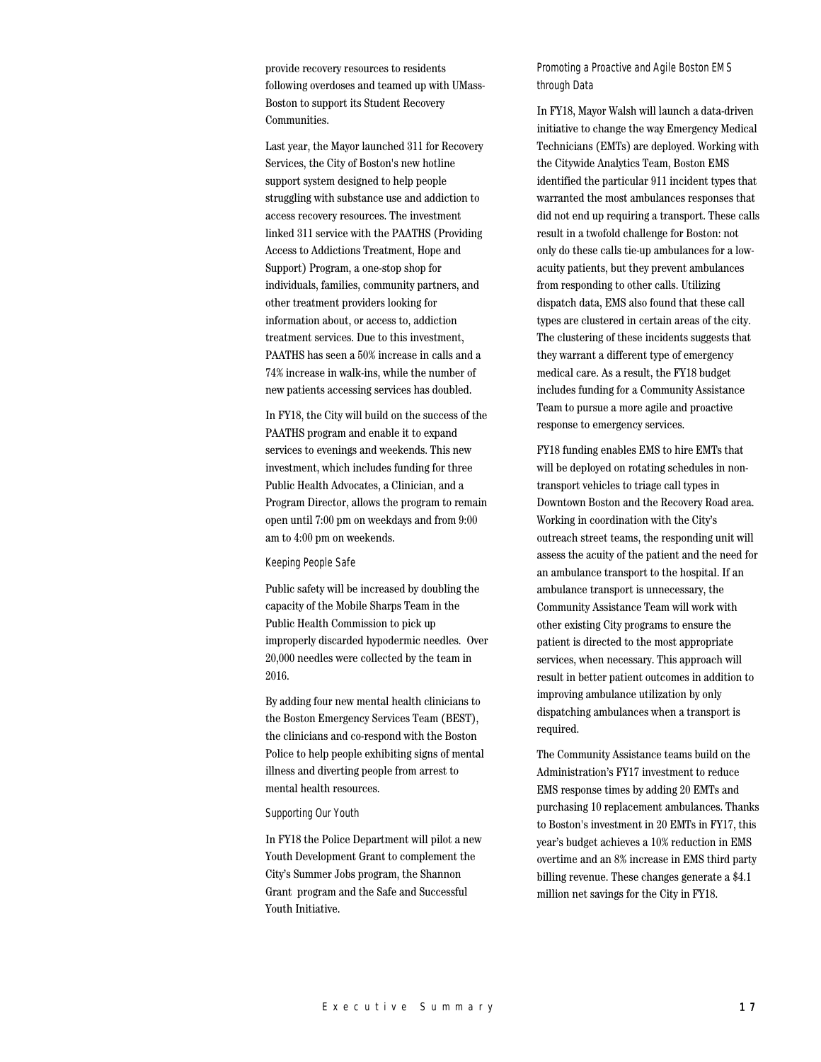provide recovery resources to residents following overdoses and teamed up with UMass-Boston to support its Student Recovery Communities.

Last year, the Mayor launched 311 for Recovery Services, the City of Boston's new hotline support system designed to help people struggling with substance use and addiction to access recovery resources. The investment linked 311 service with the PAATHS (Providing Access to Addictions Treatment, Hope and Support) Program, a one-stop shop for individuals, families, community partners, and other treatment providers looking for information about, or access to, addiction treatment services. Due to this investment, PAATHS has seen a 50% increase in calls and a 74% increase in walk-ins, while the number of new patients accessing services has doubled.

In FY18, the City will build on the success of the PAATHS program and enable it to expand services to evenings and weekends. This new investment, which includes funding for three Public Health Advocates, a Clinician, and a Program Director, allows the program to remain open until 7:00 pm on weekdays and from 9:00 am to 4:00 pm on weekends.

### Keeping People Safe

Public safety will be increased by doubling the capacity of the Mobile Sharps Team in the Public Health Commission to pick up improperly discarded hypodermic needles. Over 20,000 needles were collected by the team in 2016.

By adding four new mental health clinicians to the Boston Emergency Services Team (BEST), the clinicians and co-respond with the Boston Police to help people exhibiting signs of mental illness and diverting people from arrest to mental health resources.

### Supporting Our Youth

In FY18 the Police Department will pilot a new Youth Development Grant to complement the City's Summer Jobs program, the Shannon Grant program and the Safe and Successful Youth Initiative.

### Promoting a Proactive and Agile Boston EMS through Data

In FY18, Mayor Walsh will launch a data-driven initiative to change the way Emergency Medical Technicians (EMTs) are deployed. Working with the Citywide Analytics Team, Boston EMS identified the particular 911 incident types that warranted the most ambulances responses that did not end up requiring a transport. These calls result in a twofold challenge for Boston: not only do these calls tie-up ambulances for a low-acuity patients, but they prevent ambulances from responding to other calls. Utilizing dispatch data, EMS also found that these call types are clustered in certain areas of the city. The clustering of these incidents suggests that they warrant a different type of emergency medical care. As a result, the FY18 budget includes funding for a Community Assistance Team to pursue a more agile and proactive response to emergency services.

FY18 funding enables EMS to hire EMTs that will be deployed on rotating schedules in non-transport vehicles to triage call types in Downtown Boston and the Recovery Road area. Working in coordination with the City's outreach street teams, the responding unit will assess the acuity of the patient and the need for an ambulance transport to the hospital. If an ambulance transport is unnecessary, the Community Assistance Team will work with other existing City programs to ensure the patient is directed to the most appropriate services, when necessary. This approach will result in better patient outcomes in addition to improving ambulance utilization by only dispatching ambulances when a transport is required.

The Community Assistance teams build on the Administration's FY17 investment to reduce EMS response times by adding 20 EMTs and purchasing 10 replacement ambulances. Thanks to Boston's investment in 20 EMTs in FY17, this year's budget achieves a 10% reduction in EMS overtime and an 8% increase in EMS third party billing revenue. These changes generate a $4.1 million net savings for the City in FY18.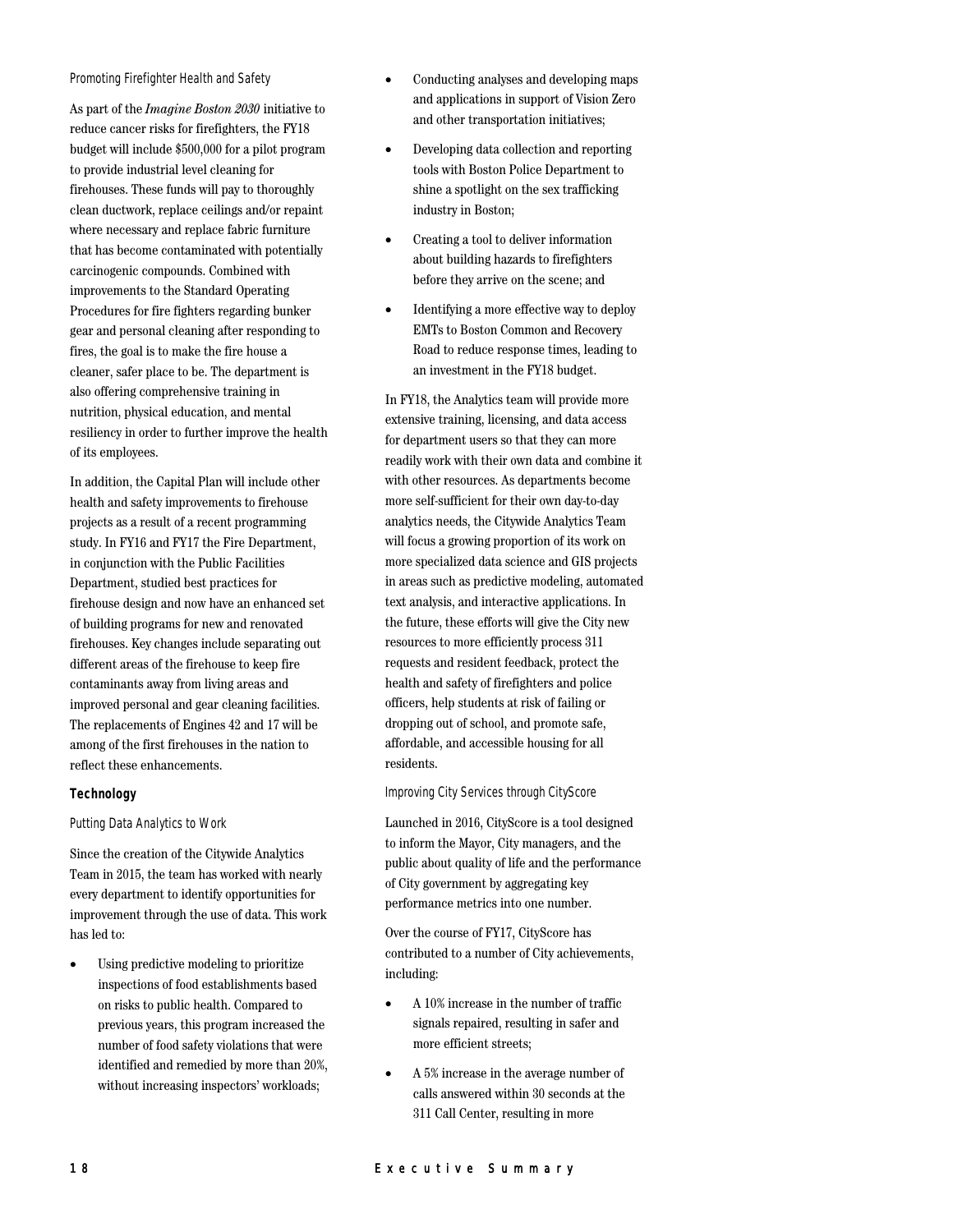### Promoting Firefighter Health and Safety

As part of the *Imagine Boston 2030* initiative to reduce cancer risks for firefighters, the FY18 budget will include $500,000 for a pilot program to provide industrial level cleaning for firehouses. These funds will pay to thoroughly clean ductwork, replace ceilings and/or repaint where necessary and replace fabric furniture that has become contaminated with potentially carcinogenic compounds. Combined with improvements to the Standard Operating Procedures for fire fighters regarding bunker gear and personal cleaning after responding to fires, the goal is to make the fire house a cleaner, safer place to be. The department is also offering comprehensive training in nutrition, physical education, and mental resiliency in order to further improve the health of its employees.

In addition, the Capital Plan will include other health and safety improvements to firehouse projects as a result of a recent programming study. In FY16 and FY17 the Fire Department, in conjunction with the Public Facilities Department, studied best practices for firehouse design and now have an enhanced set of building programs for new and renovated firehouses. Key changes include separating out different areas of the firehouse to keep fire contaminants away from living areas and improved personal and gear cleaning facilities. The replacements of Engines 42 and 17 will be among of the first firehouses in the nation to reflect these enhancements.

## Technology

### Putting Data Analytics to Work

Since the creation of the Citywide Analytics Team in 2015, the team has worked with nearly every department to identify opportunities for improvement through the use of data. This work has led to:

- Using predictive modeling to prioritize inspections of food establishments based on risks to public health. Compared to previous years, this program increased the number of food safety violations that were identified and remedied by more than 20%, without increasing inspectors' workloads;
- Conducting analyses and developing maps and applications in support of Vision Zero and other transportation initiatives;
- Developing data collection and reporting tools with Boston Police Department to shine a spotlight on the sex trafficking industry in Boston;
- Creating a tool to deliver information about building hazards to firefighters before they arrive on the scene; and
- Identifying a more effective way to deploy EMTs to Boston Common and Recovery Road to reduce response times, leading to an investment in the FY18 budget.

In FY18, the Analytics team will provide more extensive training, licensing, and data access for department users so that they can more readily work with their own data and combine it with other resources. As departments become more self-sufficient for their own day-to-day analytics needs, the Citywide Analytics Team will focus a growing proportion of its work on more specialized data science and GIS projects in areas such as predictive modeling, automated text analysis, and interactive applications. In the future, these efforts will give the City new resources to more efficiently process 311 requests and resident feedback, protect the health and safety of firefighters and police officers, help students at risk of failing or dropping out of school, and promote safe, affordable, and accessible housing for all residents.

### Improving City Services through CityScore

Launched in 2016, CityScore is a tool designed to inform the Mayor, City managers, and the public about quality of life and the performance of City government by aggregating key performance metrics into one number.

Over the course of FY17, CityScore has contributed to a number of City achievements, including:

- A 10% increase in the number of traffic signals repaired, resulting in safer and more efficient streets;
- A 5% increase in the average number of calls answered within 30 seconds at the 311 Call Center, resulting in more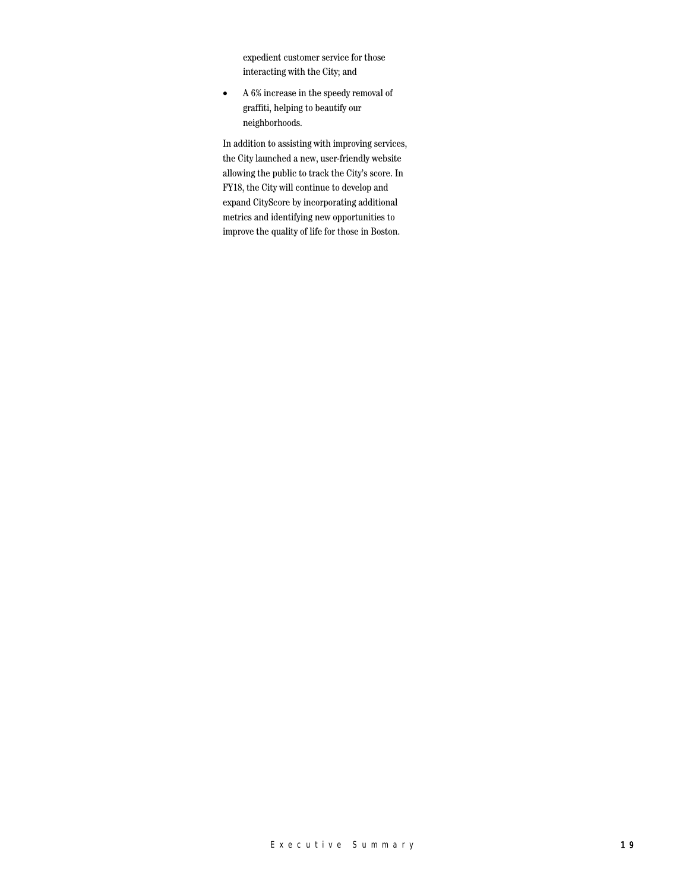expedient customer service for those interacting with the City; and

- A 6% increase in the speedy removal of graffiti, helping to beautify our neighborhoods.

In addition to assisting with improving services, the City launched a new, user-friendly website allowing the public to track the City's score. In FY18, the City will continue to develop and expand CityScore by incorporating additional metrics and identifying new opportunities to improve the quality of life for those in Boston.